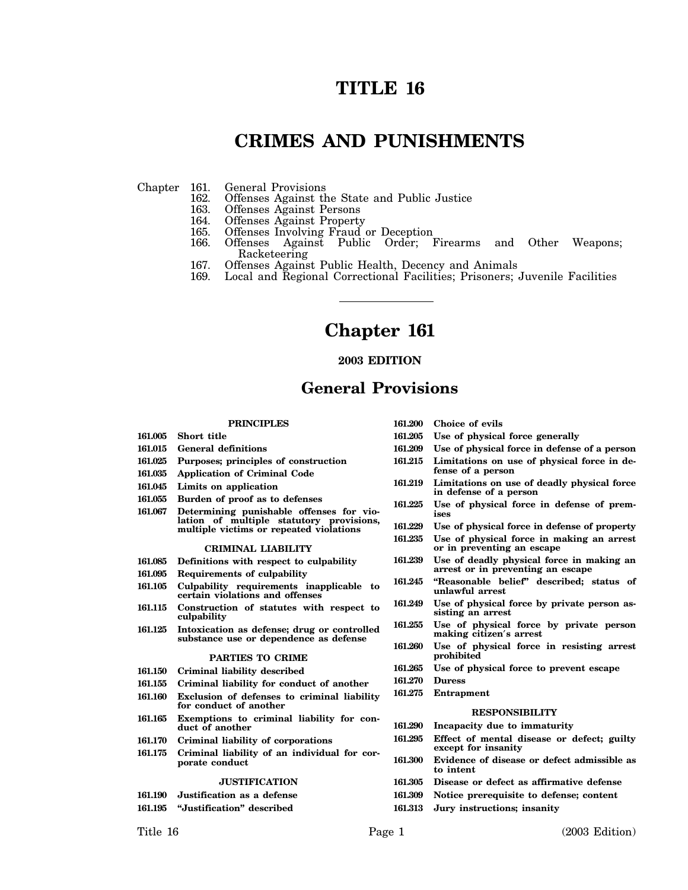# TITLE 16

# CRIMES AND PUNISHMENTS

Chapter 161. General Provisions
162. Offenses Against the State and Public Justice
163. Offenses Against Persons
164. Offenses Against Property
165. Offenses Involving Fraud or Deception
166. Offenses Against Public Order; Firearms and Other Weapons; Racketeering
167. Offenses Against Public Health, Decency and Animals
169. Local and Regional Correctional Facilities; Prisoners; Juvenile Facilities

---

# Chapter 161

**2003 EDITION**

## General Provisions

**PRINCIPLES**

**161.005 Short title**
**161.015 General definitions**
**161.025 Purposes; principles of construction**
**161.035 Application of Criminal Code**
**161.045 Limits on application**
**161.055 Burden of proof as to defenses**
**161.067 Determining punishable offenses for violation of multiple statutory provisions, multiple victims or repeated violations**

**CRIMINAL LIABILITY**

**161.085 Definitions with respect to culpability**
**161.095 Requirements of culpability**
**161.105 Culpability requirements inapplicable to certain violations and offenses**
**161.115 Construction of statutes with respect to culpability**
**161.125 Intoxication as defense; drug or controlled substance use or dependence as defense**

**PARTIES TO CRIME**

**161.150 Criminal liability described**
**161.155 Criminal liability for conduct of another**
**161.160 Exclusion of defenses to criminal liability for conduct of another**
**161.165 Exemptions to criminal liability for conduct of another**
**161.170 Criminal liability of corporations**
**161.175 Criminal liability of an individual for corporate conduct**

**JUSTIFICATION**

**161.190 Justification as a defense**
**161.195 "Justification" described**
**161.200 Choice of evils**
**161.205 Use of physical force generally**
**161.209 Use of physical force in defense of a person**
**161.215 Limitations on use of physical force in defense of a person**
**161.219 Limitations on use of deadly physical force in defense of a person**
**161.225 Use of physical force in defense of premises**
**161.229 Use of physical force in defense of property**
**161.235 Use of physical force in making an arrest or in preventing an escape**
**161.239 Use of deadly physical force in making an arrest or in preventing an escape**
**161.245 "Reasonable belief" described; status of unlawful arrest**
**161.249 Use of physical force by private person assisting an arrest**
**161.255 Use of physical force by private person making citizen's arrest**
**161.260 Use of physical force in resisting arrest prohibited**
**161.265 Use of physical force to prevent escape**
**161.270 Duress**
**161.275 Entrapment**

**RESPONSIBILITY**

**161.290 Incapacity due to immaturity**
**161.295 Effect of mental disease or defect; guilty except for insanity**
**161.300 Evidence of disease or defect admissible as to intent**
**161.305 Disease or defect as affirmative defense**
**161.309 Notice prerequisite to defense; content**
**161.313 Jury instructions; insanity**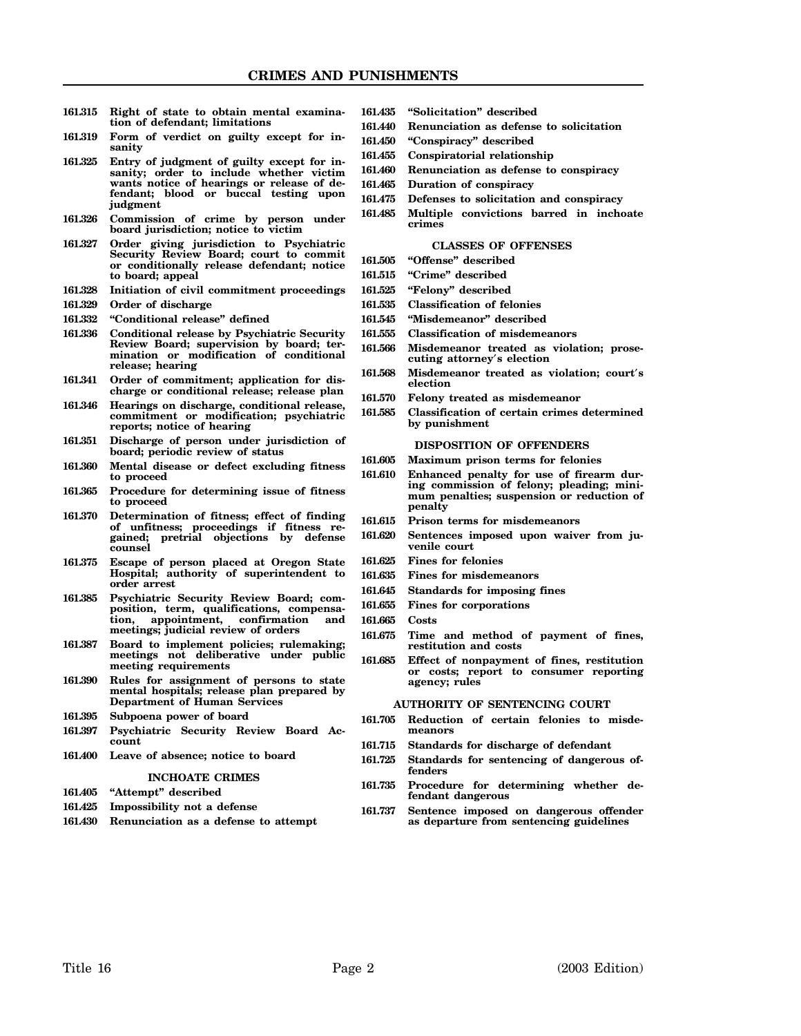161.315 **Right of state to obtain mental examination of defendant; limitations**

161.319 **Form of verdict on guilty except for insanity**

161.325 **Entry of judgment of guilty except for insanity; order to include whether victim wants notice of hearings or release of defendant; blood or buccal testing upon judgment**

161.326 **Commission of crime by person under board jurisdiction; notice to victim**

161.327 **Order giving jurisdiction to Psychiatric Security Review Board; court to commit or conditionally release defendant; notice to board; appeal**

161.328 **Initiation of civil commitment proceedings**

161.329 **Order of discharge**

161.332 **"Conditional release" defined**

161.336 **Conditional release by Psychiatric Security Review Board; supervision by board; termination or modification of conditional release; hearing**

161.341 **Order of commitment; application for discharge or conditional release; release plan**

161.346 **Hearings on discharge, conditional release, commitment or modification; psychiatric reports; notice of hearing**

161.351 **Discharge of person under jurisdiction of board; periodic review of status**

161.360 **Mental disease or defect excluding fitness to proceed**

161.365 **Procedure for determining issue of fitness to proceed**

161.370 **Determination of fitness; effect of finding of unfitness; proceedings if fitness regained; pretrial objections by defense counsel**

161.375 **Escape of person placed at Oregon State Hospital; authority of superintendent to order arrest**

161.385 **Psychiatric Security Review Board; composition, term, qualifications, compensation, appointment, confirmation and meetings; judicial review of orders**

161.387 **Board to implement policies; rulemaking; meetings not deliberative under public meeting requirements**

161.390 **Rules for assignment of persons to state mental hospitals; release plan prepared by Department of Human Services**

161.395 **Subpoena power of board**

161.397 **Psychiatric Security Review Board Account**

161.400 **Leave of absence; notice to board**

### INCHOATE CRIMES

161.405 **"Attempt" described**

161.425 **Impossibility not a defense**

161.430 **Renunciation as a defense to attempt**

161.435 **"Solicitation" described**

161.440 **Renunciation as defense to solicitation**

161.450 **"Conspiracy" described**

161.455 **Conspiratorial relationship**

161.460 **Renunciation as defense to conspiracy**

161.465 **Duration of conspiracy**

161.475 **Defenses to solicitation and conspiracy**

161.485 **Multiple convictions barred in inchoate crimes**

### CLASSES OF OFFENSES

161.505 **"Offense" described**

161.515 **"Crime" described**

161.525 **"Felony" described**

161.535 **Classification of felonies**

161.545 **"Misdemeanor" described**

161.555 **Classification of misdemeanors**

161.566 **Misdemeanor treated as violation; prosecuting attorney's election**

161.568 **Misdemeanor treated as violation; court's election**

161.570 **Felony treated as misdemeanor**

161.585 **Classification of certain crimes determined by punishment**

### DISPOSITION OF OFFENDERS

161.605 **Maximum prison terms for felonies**

161.610 **Enhanced penalty for use of firearm during commission of felony; pleading; minimum penalties; suspension or reduction of penalty**

161.615 **Prison terms for misdemeanors**

161.620 **Sentences imposed upon waiver from juvenile court**

161.625 **Fines for felonies**

161.635 **Fines for misdemeanors**

161.645 **Standards for imposing fines**

161.655 **Fines for corporations**

161.665 **Costs**

161.675 **Time and method of payment of fines, restitution and costs**

161.685 **Effect of nonpayment of fines, restitution or costs; report to consumer reporting agency; rules**

### AUTHORITY OF SENTENCING COURT

161.705 **Reduction of certain felonies to misdemeanors**

161.715 **Standards for discharge of defendant**

161.725 **Standards for sentencing of dangerous offenders**

161.735 **Procedure for determining whether defendant dangerous**

161.737 **Sentence imposed on dangerous offender as departure from sentencing guidelines**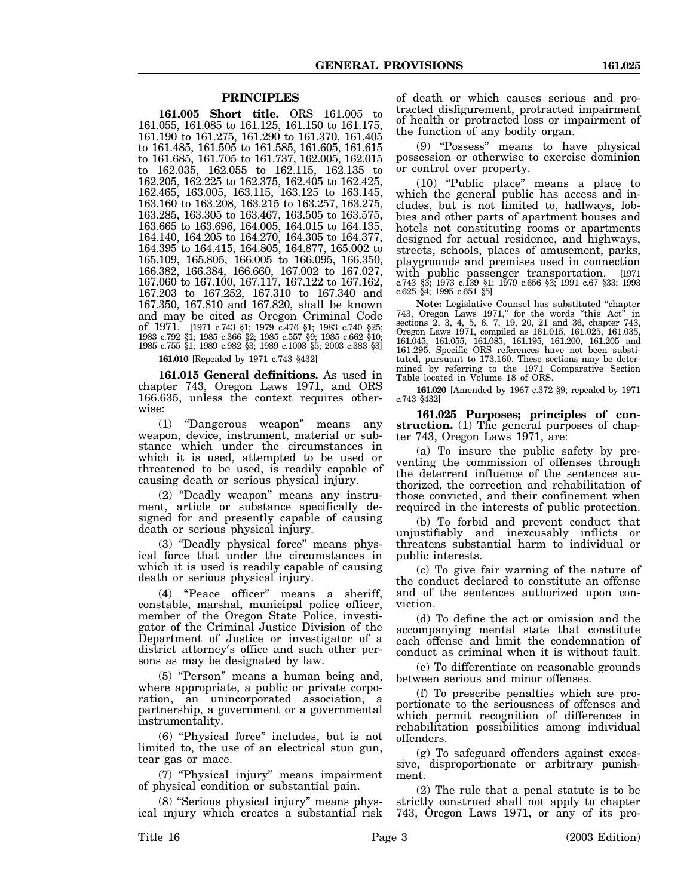## PRINCIPLES

**161.005 Short title.** ORS 161.005 to 161.055, 161.085 to 161.125, 161.150 to 161.175, 161.190 to 161.275, 161.290 to 161.370, 161.405 to 161.485, 161.505 to 161.585, 161.605, 161.615 to 161.685, 161.705 to 161.737, 162.005, 162.015 to 162.035, 162.055 to 162.115, 162.135 to 162.205, 162.225 to 162.375, 162.405 to 162.425, 162.465, 163.005, 163.115, 163.125 to 163.145, 163.160 to 163.208, 163.215 to 163.257, 163.275, 163.285, 163.305 to 163.467, 163.505 to 163.575, 163.665 to 163.696, 164.005, 164.015 to 164.135, 164.140, 164.205 to 164.270, 164.305 to 164.377, 164.395 to 164.415, 164.805, 164.877, 165.002 to 165.109, 165.805, 166.005 to 166.095, 166.350, 166.382, 166.384, 166.660, 167.002 to 167.027, 167.060 to 167.100, 167.117, 167.122 to 167.162, 167.203 to 167.252, 167.310 to 167.340 and 167.350, 167.810 and 167.820, shall be known and may be cited as Oregon Criminal Code of 1971. [1971 c.743 §1; 1979 c.476 §1; 1983 c.740 §25; 1983 c.792 §1; 1985 c.366 §2; 1985 c.557 §9; 1985 c.662 §10; 1985 c.755 §1; 1989 c.982 §3; 1989 c.1003 §5; 2003 c.383 §3]

**161.010** [Repealed by 1971 c.743 §432]

**161.015 General definitions.** As used in chapter 743, Oregon Laws 1971, and ORS 166.635, unless the context requires otherwise:

(1) "Dangerous weapon" means any weapon, device, instrument, material or substance which under the circumstances in which it is used, attempted to be used or threatened to be used, is readily capable of causing death or serious physical injury.

(2) "Deadly weapon" means any instrument, article or substance specifically designed for and presently capable of causing death or serious physical injury.

(3) "Deadly physical force" means physical force that under the circumstances in which it is used is readily capable of causing death or serious physical injury.

(4) "Peace officer" means a sheriff, constable, marshal, municipal police officer, member of the Oregon State Police, investigator of the Criminal Justice Division of the Department of Justice or investigator of a district attorney's office and such other persons as may be designated by law.

(5) "Person" means a human being and, where appropriate, a public or private corporation, an unincorporated association, a partnership, a government or a governmental instrumentality.

(6) "Physical force" includes, but is not limited to, the use of an electrical stun gun, tear gas or mace.

(7) "Physical injury" means impairment of physical condition or substantial pain.

(8) "Serious physical injury" means physical injury which creates a substantial risk of death or which causes serious and protracted disfigurement, protracted impairment of health or protracted loss or impairment of the function of any bodily organ.

(9) "Possess" means to have physical possession or otherwise to exercise dominion or control over property.

(10) "Public place" means a place to which the general public has access and includes, but is not limited to, hallways, lobbies and other parts of apartment houses and hotels not constituting rooms or apartments designed for actual residence, and highways, streets, schools, places of amusement, parks, playgrounds and premises used in connection with public passenger transportation. [1971 c.743 §3; 1973 c.139 §1; 1979 c.656 §3; 1991 c.67 §33; 1993 c.625 §4; 1995 c.651 §5]

**Note:** Legislative Counsel has substituted "chapter 743, Oregon Laws 1971," for the words "this Act" in sections 2, 3, 4, 5, 6, 7, 19, 20, 21 and 36, chapter 743, Oregon Laws 1971, compiled as 161.015, 161.025, 161.035, 161.045, 161.055, 161.085, 161.195, 161.200, 161.205 and 161.295. Specific ORS references have not been substituted, pursuant to 173.160. These sections may be determined by referring to the 1971 Comparative Section Table located in Volume 18 of ORS.

**161.020** [Amended by 1967 c.372 §9; repealed by 1971 c.743 §432]

**161.025 Purposes; principles of construction.** (1) The general purposes of chapter 743, Oregon Laws 1971, are:

(a) To insure the public safety by preventing the commission of offenses through the deterrent influence of the sentences authorized, the correction and rehabilitation of those convicted, and their confinement when required in the interests of public protection.

(b) To forbid and prevent conduct that unjustifiably and inexcusably inflicts or threatens substantial harm to individual or public interests.

(c) To give fair warning of the nature of the conduct declared to constitute an offense and of the sentences authorized upon conviction.

(d) To define the act or omission and the accompanying mental state that constitute each offense and limit the condemnation of conduct as criminal when it is without fault.

(e) To differentiate on reasonable grounds between serious and minor offenses.

(f) To prescribe penalties which are proportionate to the seriousness of offenses and which permit recognition of differences in rehabilitation possibilities among individual offenders.

(g) To safeguard offenders against excessive, disproportionate or arbitrary punishment.

(2) The rule that a penal statute is to be strictly construed shall not apply to chapter 743, Oregon Laws 1971, or any of its pro-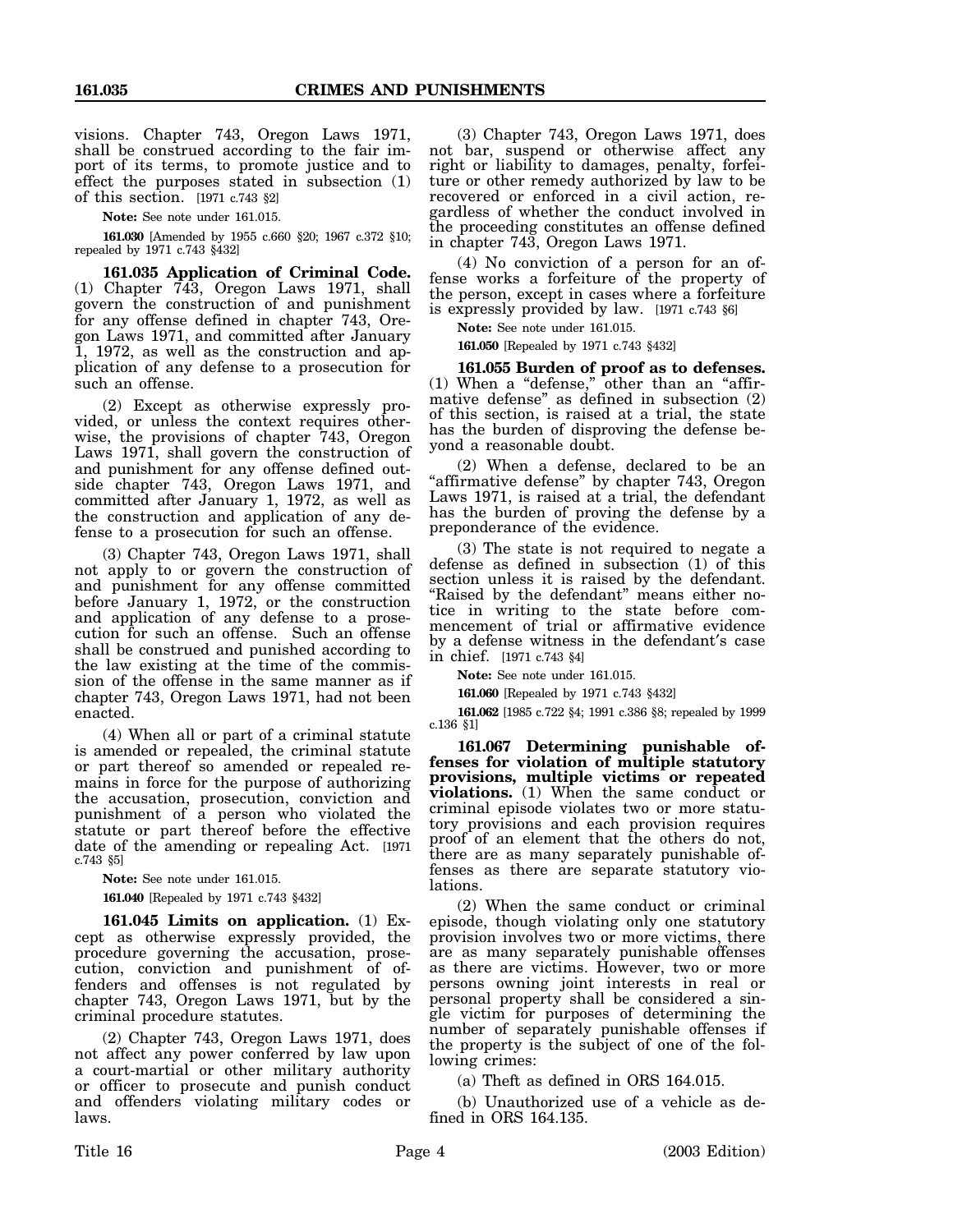visions. Chapter 743, Oregon Laws 1971, shall be construed according to the fair import of its terms, to promote justice and to effect the purposes stated in subsection (1) of this section. [1971 c.743 §2]

**Note:** See note under 161.015.

**161.030** [Amended by 1955 c.660 §20; 1967 c.372 §10; repealed by 1971 c.743 §432]

**161.035 Application of Criminal Code.** (1) Chapter 743, Oregon Laws 1971, shall govern the construction of and punishment for any offense defined in chapter 743, Oregon Laws 1971, and committed after January 1, 1972, as well as the construction and application of any defense to a prosecution for such an offense.

(2) Except as otherwise expressly provided, or unless the context requires otherwise, the provisions of chapter 743, Oregon Laws 1971, shall govern the construction of and punishment for any offense defined outside chapter 743, Oregon Laws 1971, and committed after January 1, 1972, as well as the construction and application of any defense to a prosecution for such an offense.

(3) Chapter 743, Oregon Laws 1971, shall not apply to or govern the construction of and punishment for any offense committed before January 1, 1972, or the construction and application of any defense to a prosecution for such an offense. Such an offense shall be construed and punished according to the law existing at the time of the commission of the offense in the same manner as if chapter 743, Oregon Laws 1971, had not been enacted.

(4) When all or part of a criminal statute is amended or repealed, the criminal statute or part thereof so amended or repealed remains in force for the purpose of authorizing the accusation, prosecution, conviction and punishment of a person who violated the statute or part thereof before the effective date of the amending or repealing Act. [1971 c.743 §5]

**Note:** See note under 161.015.

**161.040** [Repealed by 1971 c.743 §432]

**161.045 Limits on application.** (1) Except as otherwise expressly provided, the procedure governing the accusation, prosecution, conviction and punishment of offenders and offenses is not regulated by chapter 743, Oregon Laws 1971, but by the criminal procedure statutes.

(2) Chapter 743, Oregon Laws 1971, does not affect any power conferred by law upon a court-martial or other military authority or officer to prosecute and punish conduct and offenders violating military codes or laws.

(3) Chapter 743, Oregon Laws 1971, does not bar, suspend or otherwise affect any right or liability to damages, penalty, forfeiture or other remedy authorized by law to be recovered or enforced in a civil action, regardless of whether the conduct involved in the proceeding constitutes an offense defined in chapter 743, Oregon Laws 1971.

(4) No conviction of a person for an offense works a forfeiture of the property of the person, except in cases where a forfeiture is expressly provided by law. [1971 c.743 §6]

**Note:** See note under 161.015.

**161.050** [Repealed by 1971 c.743 §432]

**161.055 Burden of proof as to defenses.** (1) When a "defense," other than an "affirmative defense" as defined in subsection (2) of this section, is raised at a trial, the state has the burden of disproving the defense beyond a reasonable doubt.

(2) When a defense, declared to be an "affirmative defense" by chapter 743, Oregon Laws 1971, is raised at a trial, the defendant has the burden of proving the defense by a preponderance of the evidence.

(3) The state is not required to negate a defense as defined in subsection (1) of this section unless it is raised by the defendant. "Raised by the defendant" means either notice in writing to the state before commencement of trial or affirmative evidence by a defense witness in the defendant's case in chief. [1971 c.743 §4]

**Note:** See note under 161.015.

**161.060** [Repealed by 1971 c.743 §432]

**161.062** [1985 c.722 §4; 1991 c.386 §8; repealed by 1999 c.136 §1]

**161.067 Determining punishable offenses for violation of multiple statutory provisions, multiple victims or repeated violations.** (1) When the same conduct or criminal episode violates two or more statutory provisions and each provision requires proof of an element that the others do not, there are as many separately punishable offenses as there are separate statutory violations.

(2) When the same conduct or criminal episode, though violating only one statutory provision involves two or more victims, there are as many separately punishable offenses as there are victims. However, two or more persons owning joint interests in real or personal property shall be considered a single victim for purposes of determining the number of separately punishable offenses if the property is the subject of one of the following crimes:

(a) Theft as defined in ORS 164.015.

(b) Unauthorized use of a vehicle as defined in ORS 164.135.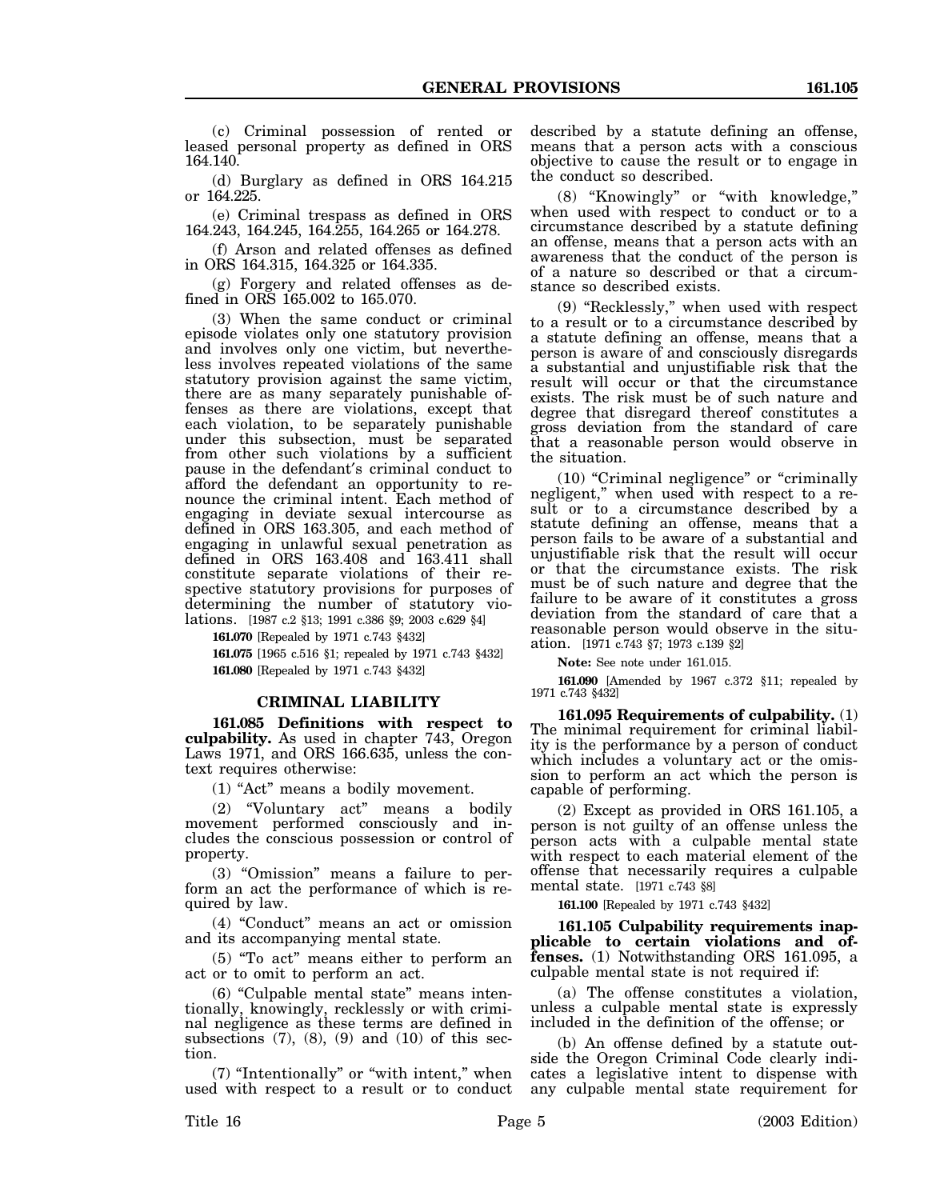(c) Criminal possession of rented or leased personal property as defined in ORS 164.140.

(d) Burglary as defined in ORS 164.215 or 164.225.

(e) Criminal trespass as defined in ORS 164.243, 164.245, 164.255, 164.265 or 164.278.

(f) Arson and related offenses as defined in ORS 164.315, 164.325 or 164.335.

(g) Forgery and related offenses as defined in ORS 165.002 to 165.070.

(3) When the same conduct or criminal episode violates only one statutory provision and involves only one victim, but nevertheless involves repeated violations of the same statutory provision against the same victim, there are as many separately punishable offenses as there are violations, except that each violation, to be separately punishable under this subsection, must be separated from other such violations by a sufficient pause in the defendant's criminal conduct to afford the defendant an opportunity to renounce the criminal intent. Each method of engaging in deviate sexual intercourse as defined in ORS 163.305, and each method of engaging in unlawful sexual penetration as defined in ORS 163.408 and 163.411 shall constitute separate violations of their respective statutory provisions for purposes of determining the number of statutory violations. [1987 c.2 §13; 1991 c.386 §9; 2003 c.629 §4]

**161.070** [Repealed by 1971 c.743 §432]

**161.075** [1965 c.516 §1; repealed by 1971 c.743 §432]

**161.080** [Repealed by 1971 c.743 §432]

## CRIMINAL LIABILITY

**161.085 Definitions with respect to culpability.** As used in chapter 743, Oregon Laws 1971, and ORS 166.635, unless the context requires otherwise:

(1) "Act" means a bodily movement.

(2) "Voluntary act" means a bodily movement performed consciously and includes the conscious possession or control of property.

(3) "Omission" means a failure to perform an act the performance of which is required by law.

(4) "Conduct" means an act or omission and its accompanying mental state.

(5) "To act" means either to perform an act or to omit to perform an act.

(6) "Culpable mental state" means intentionally, knowingly, recklessly or with criminal negligence as these terms are defined in subsections (7), (8), (9) and (10) of this section.

(7) "Intentionally" or "with intent," when used with respect to a result or to conduct described by a statute defining an offense, means that a person acts with a conscious objective to cause the result or to engage in the conduct so described.

(8) "Knowingly" or "with knowledge," when used with respect to conduct or to a circumstance described by a statute defining an offense, means that a person acts with an awareness that the conduct of the person is of a nature so described or that a circumstance so described exists.

(9) "Recklessly," when used with respect to a result or to a circumstance described by a statute defining an offense, means that a person is aware of and consciously disregards a substantial and unjustifiable risk that the result will occur or that the circumstance exists. The risk must be of such nature and degree that disregard thereof constitutes a gross deviation from the standard of care that a reasonable person would observe in the situation.

(10) "Criminal negligence" or "criminally negligent," when used with respect to a result or to a circumstance described by a statute defining an offense, means that a person fails to be aware of a substantial and unjustifiable risk that the result will occur or that the circumstance exists. The risk must be of such nature and degree that the failure to be aware of it constitutes a gross deviation from the standard of care that a reasonable person would observe in the situation. [1971 c.743 §7; 1973 c.139 §2]

**Note:** See note under 161.015.

**161.090** [Amended by 1967 c.372 §11; repealed by 1971 c.743 §432]

**161.095 Requirements of culpability.** (1) The minimal requirement for criminal liability is the performance by a person of conduct which includes a voluntary act or the omission to perform an act which the person is capable of performing.

(2) Except as provided in ORS 161.105, a person is not guilty of an offense unless the person acts with a culpable mental state with respect to each material element of the offense that necessarily requires a culpable mental state. [1971 c.743 §8]

**161.100** [Repealed by 1971 c.743 §432]

**161.105 Culpability requirements inapplicable to certain violations and offenses.** (1) Notwithstanding ORS 161.095, a culpable mental state is not required if:

(a) The offense constitutes a violation, unless a culpable mental state is expressly included in the definition of the offense; or

(b) An offense defined by a statute outside the Oregon Criminal Code clearly indicates a legislative intent to dispense with any culpable mental state requirement for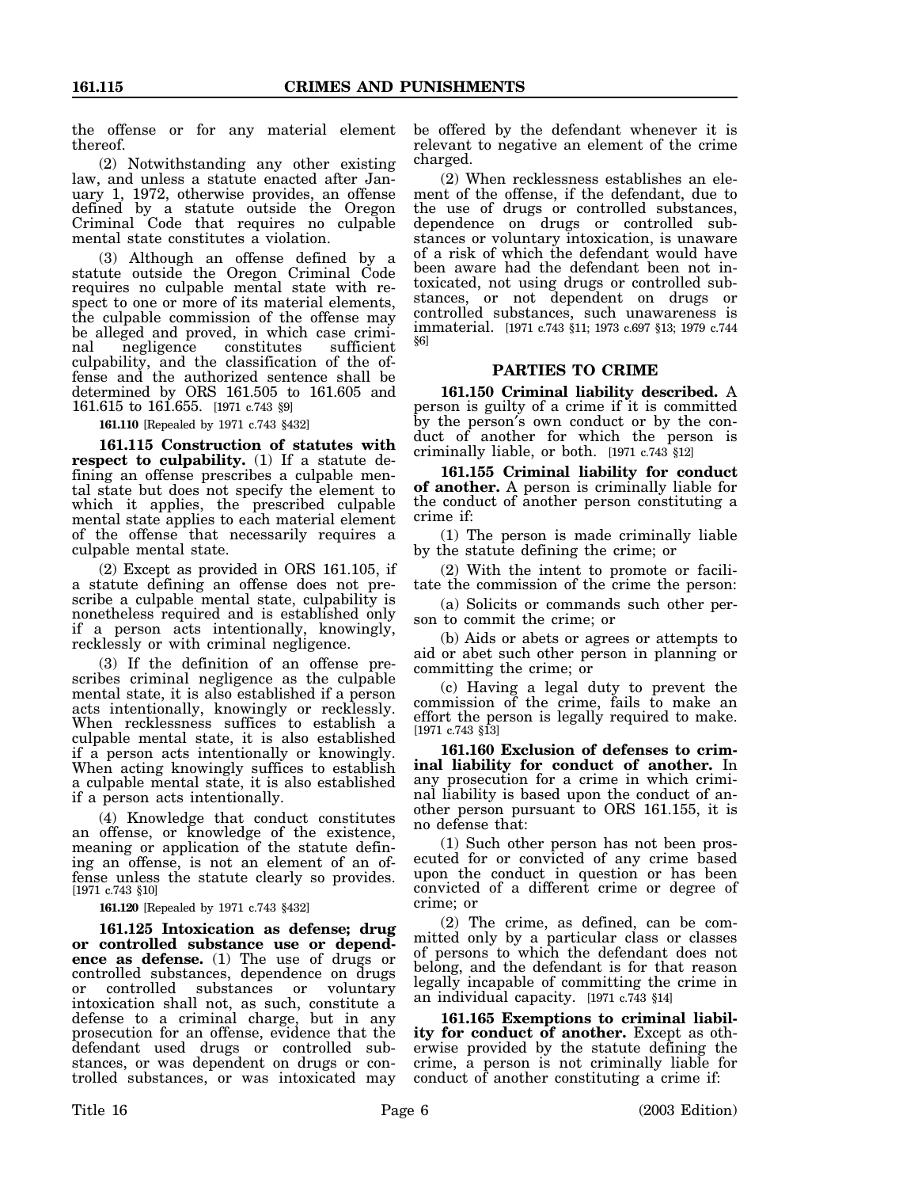the offense or for any material element thereof.

(2) Notwithstanding any other existing law, and unless a statute enacted after January 1, 1972, otherwise provides, an offense defined by a statute outside the Oregon Criminal Code that requires no culpable mental state constitutes a violation.

(3) Although an offense defined by a statute outside the Oregon Criminal Code requires no culpable mental state with respect to one or more of its material elements, the culpable commission of the offense may be alleged and proved, in which case criminal negligence constitutes sufficient culpability, and the classification of the offense and the authorized sentence shall be determined by ORS 161.505 to 161.605 and 161.615 to 161.655. [1971 c.743 §9]

**161.110** [Repealed by 1971 c.743 §432]

**161.115 Construction of statutes with respect to culpability.** (1) If a statute defining an offense prescribes a culpable mental state but does not specify the element to which it applies, the prescribed culpable mental state applies to each material element of the offense that necessarily requires a culpable mental state.

(2) Except as provided in ORS 161.105, if a statute defining an offense does not prescribe a culpable mental state, culpability is nonetheless required and is established only if a person acts intentionally, knowingly, recklessly or with criminal negligence.

(3) If the definition of an offense prescribes criminal negligence as the culpable mental state, it is also established if a person acts intentionally, knowingly or recklessly. When recklessness suffices to establish a culpable mental state, it is also established if a person acts intentionally or knowingly. When acting knowingly suffices to establish a culpable mental state, it is also established if a person acts intentionally.

(4) Knowledge that conduct constitutes an offense, or knowledge of the existence, meaning or application of the statute defining an offense, is not an element of an offense unless the statute clearly so provides. [1971 c.743 §10]

**161.120** [Repealed by 1971 c.743 §432]

**161.125 Intoxication as defense; drug or controlled substance use or dependence as defense.** (1) The use of drugs or controlled substances, dependence on drugs or controlled substances or voluntary intoxication shall not, as such, constitute a defense to a criminal charge, but in any prosecution for an offense, evidence that the defendant used drugs or controlled substances, or was dependent on drugs or controlled substances, or was intoxicated may be offered by the defendant whenever it is relevant to negative an element of the crime charged.

(2) When recklessness establishes an element of the offense, if the defendant, due to the use of drugs or controlled substances, dependence on drugs or controlled substances or voluntary intoxication, is unaware of a risk of which the defendant would have been aware had the defendant been not intoxicated, not using drugs or controlled substances, or not dependent on drugs or controlled substances, such unawareness is immaterial. [1971 c.743 §11; 1973 c.697 §13; 1979 c.744 §6]

## PARTIES TO CRIME

**161.150 Criminal liability described.** A person is guilty of a crime if it is committed by the person's own conduct or by the conduct of another for which the person is criminally liable, or both. [1971 c.743 §12]

**161.155 Criminal liability for conduct of another.** A person is criminally liable for the conduct of another person constituting a crime if:

(1) The person is made criminally liable by the statute defining the crime; or

(2) With the intent to promote or facilitate the commission of the crime the person:

(a) Solicits or commands such other person to commit the crime; or

(b) Aids or abets or agrees or attempts to aid or abet such other person in planning or committing the crime; or

(c) Having a legal duty to prevent the commission of the crime, fails to make an effort the person is legally required to make. [1971 c.743 §13]

**161.160 Exclusion of defenses to criminal liability for conduct of another.** In any prosecution for a crime in which criminal liability is based upon the conduct of another person pursuant to ORS 161.155, it is no defense that:

(1) Such other person has not been prosecuted for or convicted of any crime based upon the conduct in question or has been convicted of a different crime or degree of crime; or

(2) The crime, as defined, can be committed only by a particular class or classes of persons to which the defendant does not belong, and the defendant is for that reason legally incapable of committing the crime in an individual capacity. [1971 c.743 §14]

**161.165 Exemptions to criminal liability for conduct of another.** Except as otherwise provided by the statute defining the crime, a person is not criminally liable for conduct of another constituting a crime if: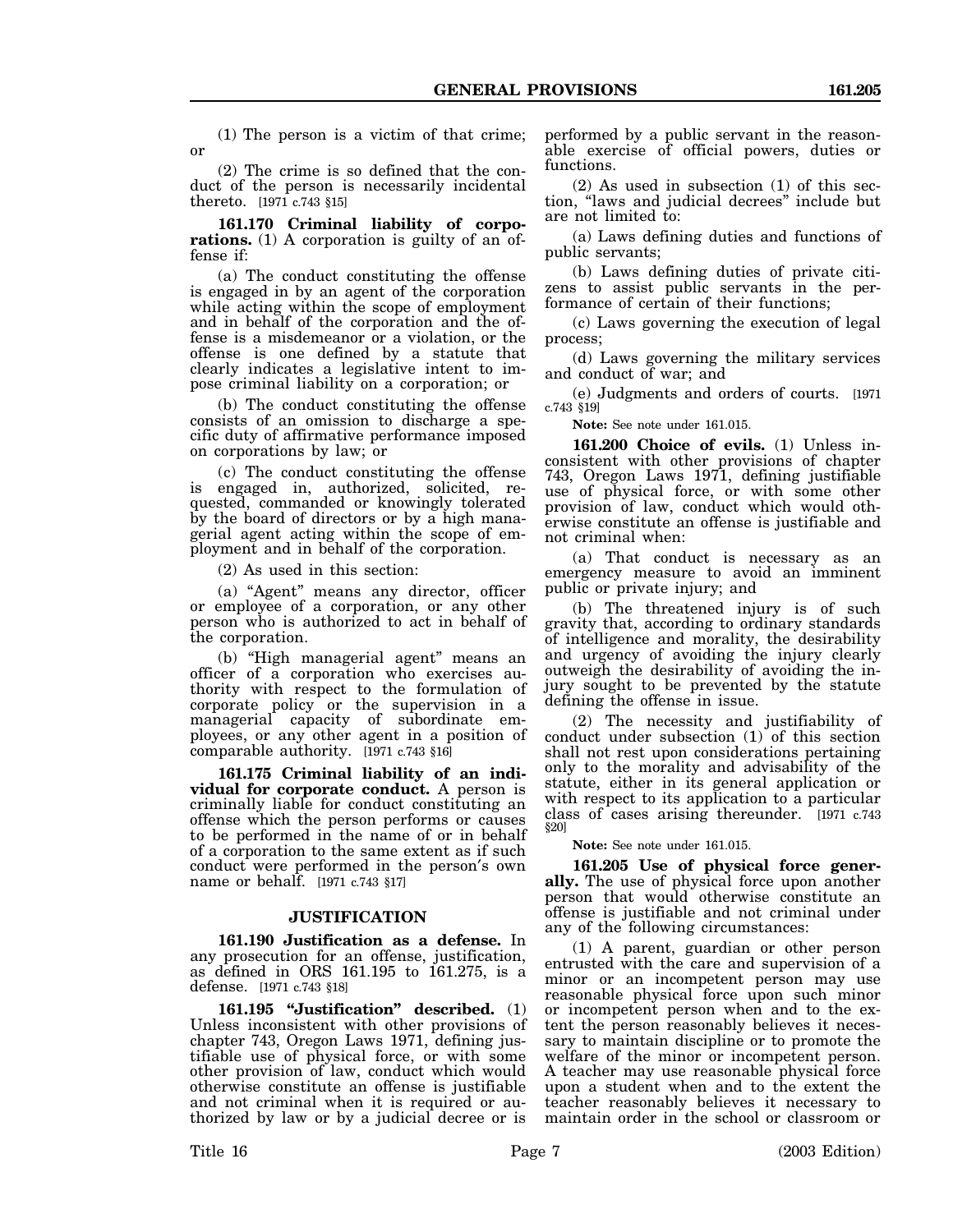(1) The person is a victim of that crime; or

(2) The crime is so defined that the conduct of the person is necessarily incidental thereto. [1971 c.743 §15]

**161.170 Criminal liability of corporations.** (1) A corporation is guilty of an offense if:

(a) The conduct constituting the offense is engaged in by an agent of the corporation while acting within the scope of employment and in behalf of the corporation and the offense is a misdemeanor or a violation, or the offense is one defined by a statute that clearly indicates a legislative intent to impose criminal liability on a corporation; or

(b) The conduct constituting the offense consists of an omission to discharge a specific duty of affirmative performance imposed on corporations by law; or

(c) The conduct constituting the offense is engaged in, authorized, solicited, requested, commanded or knowingly tolerated by the board of directors or by a high managerial agent acting within the scope of employment and in behalf of the corporation.

(2) As used in this section:

(a) "Agent" means any director, officer or employee of a corporation, or any other person who is authorized to act in behalf of the corporation.

(b) "High managerial agent" means an officer of a corporation who exercises authority with respect to the formulation of corporate policy or the supervision in a managerial capacity of subordinate employees, or any other agent in a position of comparable authority. [1971 c.743 §16]

**161.175 Criminal liability of an individual for corporate conduct.** A person is criminally liable for conduct constituting an offense which the person performs or causes to be performed in the name of or in behalf of a corporation to the same extent as if such conduct were performed in the person's own name or behalf. [1971 c.743 §17]

## JUSTIFICATION

**161.190 Justification as a defense.** In any prosecution for an offense, justification, as defined in ORS 161.195 to 161.275, is a defense. [1971 c.743 §18]

**161.195 "Justification" described.** (1) Unless inconsistent with other provisions of chapter 743, Oregon Laws 1971, defining justifiable use of physical force, or with some other provision of law, conduct which would otherwise constitute an offense is justifiable and not criminal when it is required or authorized by law or by a judicial decree or is performed by a public servant in the reasonable exercise of official powers, duties or functions.

(2) As used in subsection (1) of this section, "laws and judicial decrees" include but are not limited to:

(a) Laws defining duties and functions of public servants;

(b) Laws defining duties of private citizens to assist public servants in the performance of certain of their functions;

(c) Laws governing the execution of legal process;

(d) Laws governing the military services and conduct of war; and

(e) Judgments and orders of courts. [1971 c.743 §19]

**Note:** See note under 161.015.

**161.200 Choice of evils.** (1) Unless inconsistent with other provisions of chapter 743, Oregon Laws 1971, defining justifiable use of physical force, or with some other provision of law, conduct which would otherwise constitute an offense is justifiable and not criminal when:

(a) That conduct is necessary as an emergency measure to avoid an imminent public or private injury; and

(b) The threatened injury is of such gravity that, according to ordinary standards of intelligence and morality, the desirability and urgency of avoiding the injury clearly outweigh the desirability of avoiding the injury sought to be prevented by the statute defining the offense in issue.

(2) The necessity and justifiability of conduct under subsection (1) of this section shall not rest upon considerations pertaining only to the morality and advisability of the statute, either in its general application or with respect to its application to a particular class of cases arising thereunder. [1971 c.743 §20]

**Note:** See note under 161.015.

**161.205 Use of physical force generally.** The use of physical force upon another person that would otherwise constitute an offense is justifiable and not criminal under any of the following circumstances:

(1) A parent, guardian or other person entrusted with the care and supervision of a minor or an incompetent person may use reasonable physical force upon such minor or incompetent person when and to the extent the person reasonably believes it necessary to maintain discipline or to promote the welfare of the minor or incompetent person. A teacher may use reasonable physical force upon a student when and to the extent the teacher reasonably believes it necessary to maintain order in the school or classroom or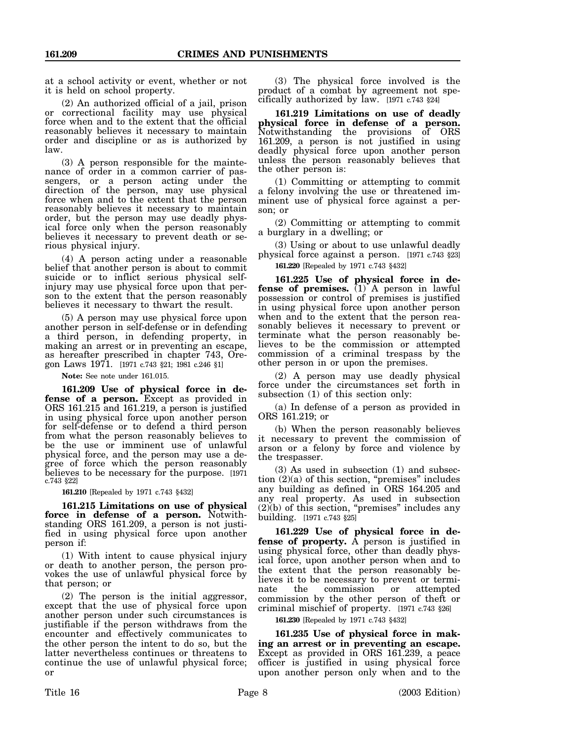at a school activity or event, whether or not it is held on school property.

(2) An authorized official of a jail, prison or correctional facility may use physical force when and to the extent that the official reasonably believes it necessary to maintain order and discipline or as is authorized by law.

(3) A person responsible for the maintenance of order in a common carrier of passengers, or a person acting under the direction of the person, may use physical force when and to the extent that the person reasonably believes it necessary to maintain order, but the person may use deadly physical force only when the person reasonably believes it necessary to prevent death or serious physical injury.

(4) A person acting under a reasonable belief that another person is about to commit suicide or to inflict serious physical self-injury may use physical force upon that person to the extent that the person reasonably believes it necessary to thwart the result.

(5) A person may use physical force upon another person in self-defense or in defending a third person, in defending property, in making an arrest or in preventing an escape, as hereafter prescribed in chapter 743, Oregon Laws 1971. [1971 c.743 §21; 1981 c.246 §1]

**Note:** See note under 161.015.

**161.209 Use of physical force in defense of a person.** Except as provided in ORS 161.215 and 161.219, a person is justified in using physical force upon another person for self-defense or to defend a third person from what the person reasonably believes to be the use or imminent use of unlawful physical force, and the person may use a degree of force which the person reasonably believes to be necessary for the purpose. [1971 c.743 §22]

**161.210** [Repealed by 1971 c.743 §432]

**161.215 Limitations on use of physical force in defense of a person.** Notwithstanding ORS 161.209, a person is not justified in using physical force upon another person if:

(1) With intent to cause physical injury or death to another person, the person provokes the use of unlawful physical force by that person; or

(2) The person is the initial aggressor, except that the use of physical force upon another person under such circumstances is justifiable if the person withdraws from the encounter and effectively communicates to the other person the intent to do so, but the latter nevertheless continues or threatens to continue the use of unlawful physical force; or

(3) The physical force involved is the product of a combat by agreement not specifically authorized by law. [1971 c.743 §24]

**161.219 Limitations on use of deadly physical force in defense of a person.** Notwithstanding the provisions of ORS 161.209, a person is not justified in using deadly physical force upon another person unless the person reasonably believes that the other person is:

(1) Committing or attempting to commit a felony involving the use or threatened imminent use of physical force against a person; or

(2) Committing or attempting to commit a burglary in a dwelling; or

(3) Using or about to use unlawful deadly physical force against a person. [1971 c.743 §23]

**161.220** [Repealed by 1971 c.743 §432]

**161.225 Use of physical force in defense of premises.** (1) A person in lawful possession or control of premises is justified in using physical force upon another person when and to the extent that the person reasonably believes it necessary to prevent or terminate what the person reasonably believes to be the commission or attempted commission of a criminal trespass by the other person in or upon the premises.

(2) A person may use deadly physical force under the circumstances set forth in subsection (1) of this section only:

(a) In defense of a person as provided in ORS 161.219; or

(b) When the person reasonably believes it necessary to prevent the commission of arson or a felony by force and violence by the trespasser.

(3) As used in subsection (1) and subsection (2)(a) of this section, "premises" includes any building as defined in ORS 164.205 and any real property. As used in subsection (2)(b) of this section, "premises" includes any building. [1971 c.743 §25]

**161.229 Use of physical force in defense of property.** A person is justified in using physical force, other than deadly physical force, upon another person when and to the extent that the person reasonably believes it to be necessary to prevent or terminate the commission or attempted commission by the other person of theft or criminal mischief of property. [1971 c.743 §26]

**161.230** [Repealed by 1971 c.743 §432]

**161.235 Use of physical force in making an arrest or in preventing an escape.** Except as provided in ORS 161.239, a peace officer is justified in using physical force upon another person only when and to the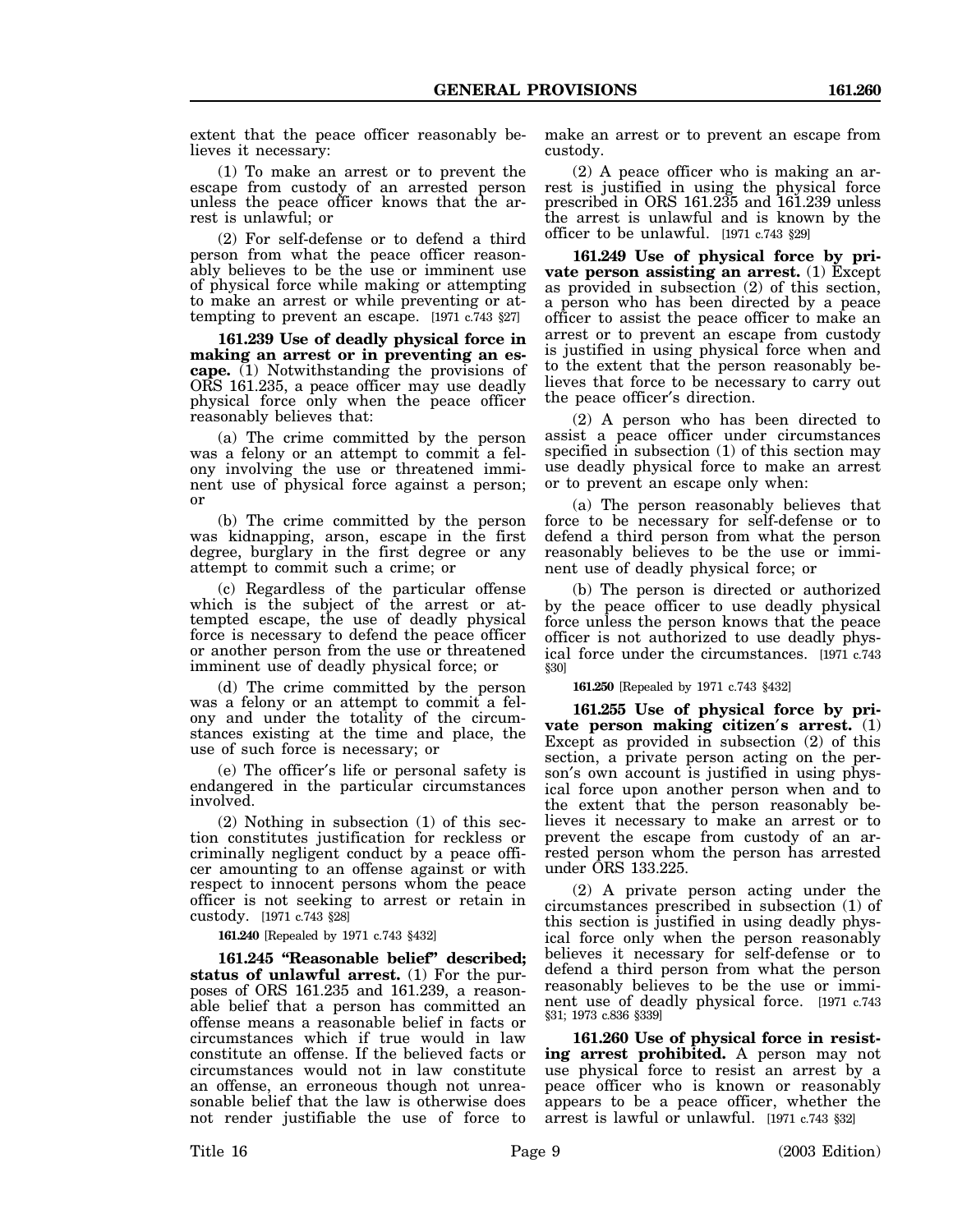extent that the peace officer reasonably believes it necessary:

(1) To make an arrest or to prevent the escape from custody of an arrested person unless the peace officer knows that the arrest is unlawful; or

(2) For self-defense or to defend a third person from what the peace officer reasonably believes to be the use or imminent use of physical force while making or attempting to make an arrest or while preventing or attempting to prevent an escape. [1971 c.743 §27]

**161.239 Use of deadly physical force in making an arrest or in preventing an escape.** (1) Notwithstanding the provisions of ORS 161.235, a peace officer may use deadly physical force only when the peace officer reasonably believes that:

(a) The crime committed by the person was a felony or an attempt to commit a felony involving the use or threatened imminent use of physical force against a person; or

(b) The crime committed by the person was kidnapping, arson, escape in the first degree, burglary in the first degree or any attempt to commit such a crime; or

(c) Regardless of the particular offense which is the subject of the arrest or attempted escape, the use of deadly physical force is necessary to defend the peace officer or another person from the use or threatened imminent use of deadly physical force; or

(d) The crime committed by the person was a felony or an attempt to commit a felony and under the totality of the circumstances existing at the time and place, the use of such force is necessary; or

(e) The officer's life or personal safety is endangered in the particular circumstances involved.

(2) Nothing in subsection (1) of this section constitutes justification for reckless or criminally negligent conduct by a peace officer amounting to an offense against or with respect to innocent persons whom the peace officer is not seeking to arrest or retain in custody. [1971 c.743 §28]

**161.240** [Repealed by 1971 c.743 §432]

**161.245 "Reasonable belief" described; status of unlawful arrest.** (1) For the purposes of ORS 161.235 and 161.239, a reasonable belief that a person has committed an offense means a reasonable belief in facts or circumstances which if true would in law constitute an offense. If the believed facts or circumstances would not in law constitute an offense, an erroneous though not unreasonable belief that the law is otherwise does not render justifiable the use of force to make an arrest or to prevent an escape from custody.

(2) A peace officer who is making an arrest is justified in using the physical force prescribed in ORS 161.235 and 161.239 unless the arrest is unlawful and is known by the officer to be unlawful. [1971 c.743 §29]

**161.249 Use of physical force by private person assisting an arrest.** (1) Except as provided in subsection (2) of this section, a person who has been directed by a peace officer to assist the peace officer to make an arrest or to prevent an escape from custody is justified in using physical force when and to the extent that the person reasonably believes that force to be necessary to carry out the peace officer's direction.

(2) A person who has been directed to assist a peace officer under circumstances specified in subsection (1) of this section may use deadly physical force to make an arrest or to prevent an escape only when:

(a) The person reasonably believes that force to be necessary for self-defense or to defend a third person from what the person reasonably believes to be the use or imminent use of deadly physical force; or

(b) The person is directed or authorized by the peace officer to use deadly physical force unless the person knows that the peace officer is not authorized to use deadly physical force under the circumstances. [1971 c.743 §30]

**161.250** [Repealed by 1971 c.743 §432]

**161.255 Use of physical force by private person making citizen's arrest.** (1) Except as provided in subsection (2) of this section, a private person acting on the person's own account is justified in using physical force upon another person when and to the extent that the person reasonably believes it necessary to make an arrest or to prevent the escape from custody of an arrested person whom the person has arrested under ORS 133.225.

(2) A private person acting under the circumstances prescribed in subsection (1) of this section is justified in using deadly physical force only when the person reasonably believes it necessary for self-defense or to defend a third person from what the person reasonably believes to be the use or imminent use of deadly physical force. [1971 c.743 §31; 1973 c.836 §339]

**161.260 Use of physical force in resisting arrest prohibited.** A person may not use physical force to resist an arrest by a peace officer who is known or reasonably appears to be a peace officer, whether the arrest is lawful or unlawful. [1971 c.743 §32]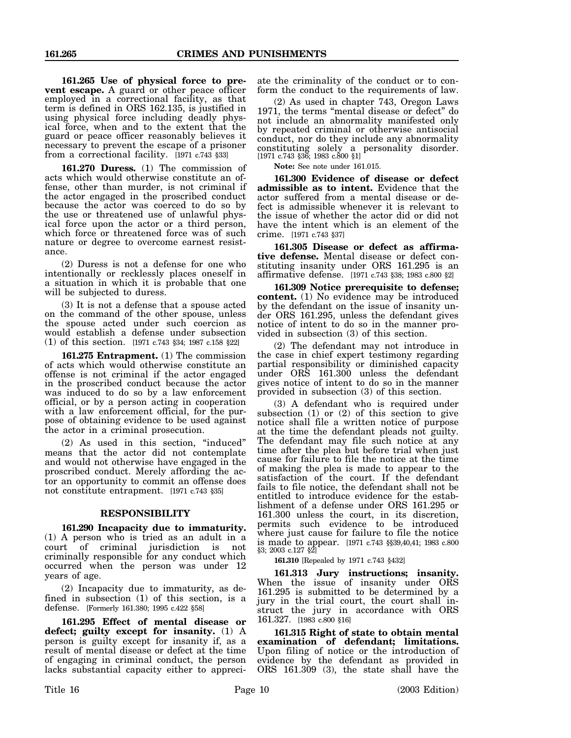**161.265 Use of physical force to prevent escape.** A guard or other peace officer employed in a correctional facility, as that term is defined in ORS 162.135, is justified in using physical force including deadly physical force, when and to the extent that the guard or peace officer reasonably believes it necessary to prevent the escape of a prisoner from a correctional facility. [1971 c.743 §33]

**161.270 Duress.** (1) The commission of acts which would otherwise constitute an offense, other than murder, is not criminal if the actor engaged in the proscribed conduct because the actor was coerced to do so by the use or threatened use of unlawful physical force upon the actor or a third person, which force or threatened force was of such nature or degree to overcome earnest resistance.

(2) Duress is not a defense for one who intentionally or recklessly places oneself in a situation in which it is probable that one will be subjected to duress.

(3) It is not a defense that a spouse acted on the command of the other spouse, unless the spouse acted under such coercion as would establish a defense under subsection (1) of this section. [1971 c.743 §34; 1987 c.158 §22]

**161.275 Entrapment.** (1) The commission of acts which would otherwise constitute an offense is not criminal if the actor engaged in the proscribed conduct because the actor was induced to do so by a law enforcement official, or by a person acting in cooperation with a law enforcement official, for the purpose of obtaining evidence to be used against the actor in a criminal prosecution.

(2) As used in this section, "induced" means that the actor did not contemplate and would not otherwise have engaged in the proscribed conduct. Merely affording the actor an opportunity to commit an offense does not constitute entrapment. [1971 c.743 §35]

## RESPONSIBILITY

**161.290 Incapacity due to immaturity.** (1) A person who is tried as an adult in a court of criminal jurisdiction is not criminally responsible for any conduct which occurred when the person was under 12 years of age.

(2) Incapacity due to immaturity, as defined in subsection (1) of this section, is a defense. [Formerly 161.380; 1995 c.422 §58]

**161.295 Effect of mental disease or defect; guilty except for insanity.** (1) A person is guilty except for insanity if, as a result of mental disease or defect at the time of engaging in criminal conduct, the person lacks substantial capacity either to appreciate the criminality of the conduct or to conform the conduct to the requirements of law.

(2) As used in chapter 743, Oregon Laws 1971, the terms "mental disease or defect" do not include an abnormality manifested only by repeated criminal or otherwise antisocial conduct, nor do they include any abnormality constituting solely a personality disorder. [1971 c.743 §36; 1983 c.800 §1]

**Note:** See note under 161.015.

**161.300 Evidence of disease or defect admissible as to intent.** Evidence that the actor suffered from a mental disease or defect is admissible whenever it is relevant to the issue of whether the actor did or did not have the intent which is an element of the crime. [1971 c.743 §37]

**161.305 Disease or defect as affirmative defense.** Mental disease or defect constituting insanity under ORS 161.295 is an affirmative defense. [1971 c.743 §38; 1983 c.800 §2]

**161.309 Notice prerequisite to defense; content.** (1) No evidence may be introduced by the defendant on the issue of insanity under ORS 161.295, unless the defendant gives notice of intent to do so in the manner provided in subsection (3) of this section.

(2) The defendant may not introduce in the case in chief expert testimony regarding partial responsibility or diminished capacity under ORS 161.300 unless the defendant gives notice of intent to do so in the manner provided in subsection (3) of this section.

(3) A defendant who is required under subsection (1) or (2) of this section to give notice shall file a written notice of purpose at the time the defendant pleads not guilty. The defendant may file such notice at any time after the plea but before trial when just cause for failure to file the notice at the time of making the plea is made to appear to the satisfaction of the court. If the defendant fails to file notice, the defendant shall not be entitled to introduce evidence for the establishment of a defense under ORS 161.295 or 161.300 unless the court, in its discretion, permits such evidence to be introduced where just cause for failure to file the notice is made to appear. [1971 c.743 §§39,40,41; 1983 c.800 §3; 2003 c.127 §2]

**161.310** [Repealed by 1971 c.743 §432]

**161.313 Jury instructions; insanity.** When the issue of insanity under ORS 161.295 is submitted to be determined by a jury in the trial court, the court shall instruct the jury in accordance with ORS 161.327. [1983 c.800 §16]

**161.315 Right of state to obtain mental examination of defendant; limitations.** Upon filing of notice or the introduction of evidence by the defendant as provided in ORS 161.309 (3), the state shall have the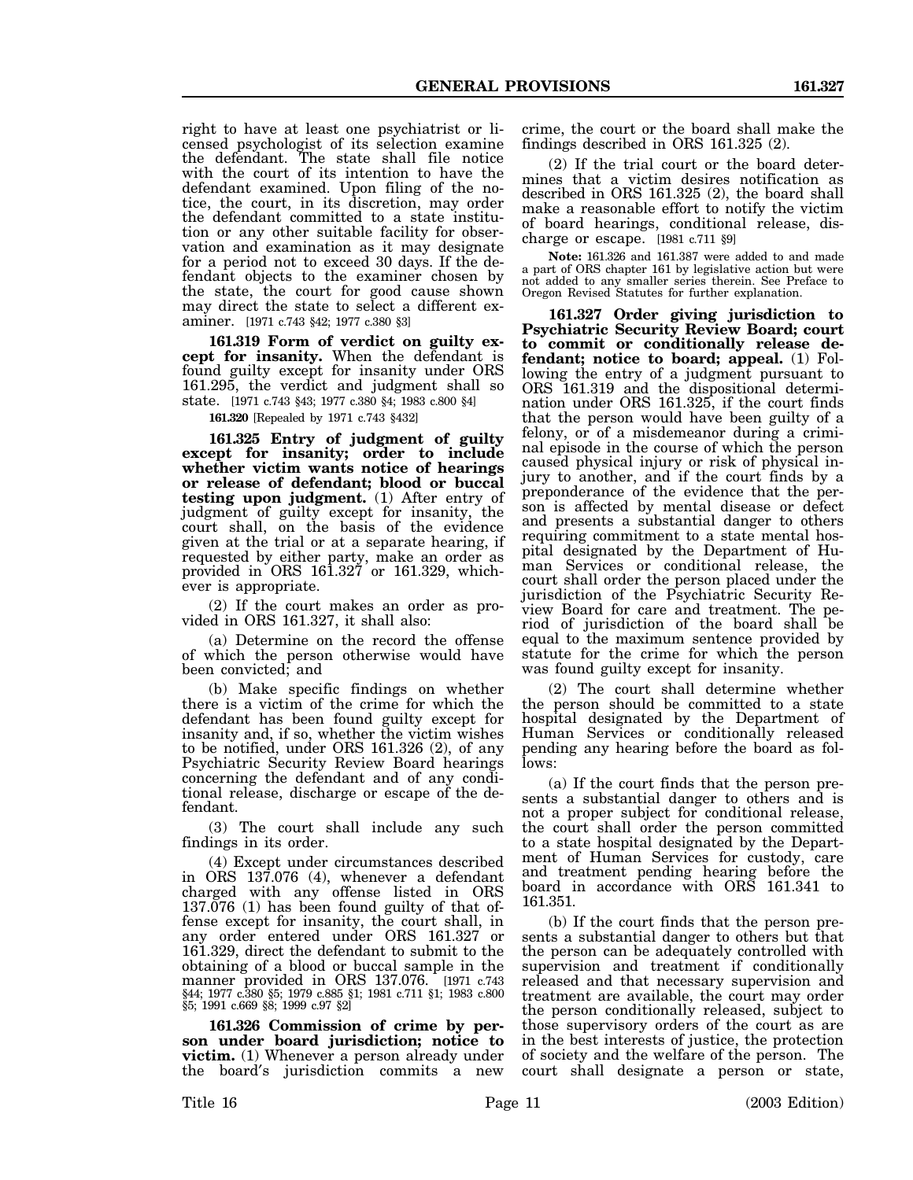right to have at least one psychiatrist or licensed psychologist of its selection examine the defendant. The state shall file notice with the court of its intention to have the defendant examined. Upon filing of the notice, the court, in its discretion, may order the defendant committed to a state institution or any other suitable facility for observation and examination as it may designate for a period not to exceed 30 days. If the defendant objects to the examiner chosen by the state, the court for good cause shown may direct the state to select a different examiner. [1971 c.743 §42; 1977 c.380 §3]

**161.319 Form of verdict on guilty except for insanity.** When the defendant is found guilty except for insanity under ORS 161.295, the verdict and judgment shall so state. [1971 c.743 §43; 1977 c.380 §4; 1983 c.800 §4]

**161.320** [Repealed by 1971 c.743 §432]

**161.325 Entry of judgment of guilty except for insanity; order to include whether victim wants notice of hearings or release of defendant; blood or buccal testing upon judgment.** (1) After entry of judgment of guilty except for insanity, the court shall, on the basis of the evidence given at the trial or at a separate hearing, if requested by either party, make an order as provided in ORS 161.327 or 161.329, whichever is appropriate.

(2) If the court makes an order as provided in ORS 161.327, it shall also:

(a) Determine on the record the offense of which the person otherwise would have been convicted; and

(b) Make specific findings on whether there is a victim of the crime for which the defendant has been found guilty except for insanity and, if so, whether the victim wishes to be notified, under ORS 161.326 (2), of any Psychiatric Security Review Board hearings concerning the defendant and of any conditional release, discharge or escape of the defendant.

(3) The court shall include any such findings in its order.

(4) Except under circumstances described in ORS 137.076 (4), whenever a defendant charged with any offense listed in ORS 137.076 (1) has been found guilty of that offense except for insanity, the court shall, in any order entered under ORS 161.327 or 161.329, direct the defendant to submit to the obtaining of a blood or buccal sample in the manner provided in ORS 137.076. [1971 c.743 §44; 1977 c.380 §5; 1979 c.885 §1; 1981 c.711 §1; 1983 c.800 §5; 1991 c.669 §8; 1999 c.97 §2]

**161.326 Commission of crime by person under board jurisdiction; notice to victim.** (1) Whenever a person already under the board's jurisdiction commits a new crime, the court or the board shall make the findings described in ORS 161.325 (2).

(2) If the trial court or the board determines that a victim desires notification as described in ORS 161.325 (2), the board shall make a reasonable effort to notify the victim of board hearings, conditional release, discharge or escape. [1981 c.711 §9]

**Note:** 161.326 and 161.387 were added to and made a part of ORS chapter 161 by legislative action but were not added to any smaller series therein. See Preface to Oregon Revised Statutes for further explanation.

**161.327 Order giving jurisdiction to Psychiatric Security Review Board; court to commit or conditionally release defendant; notice to board; appeal.** (1) Following the entry of a judgment pursuant to ORS 161.319 and the dispositional determination under ORS 161.325, if the court finds that the person would have been guilty of a felony, or of a misdemeanor during a criminal episode in the course of which the person caused physical injury or risk of physical injury to another, and if the court finds by a preponderance of the evidence that the person is affected by mental disease or defect and presents a substantial danger to others requiring commitment to a state mental hospital designated by the Department of Human Services or conditional release, the court shall order the person placed under the jurisdiction of the Psychiatric Security Review Board for care and treatment. The period of jurisdiction of the board shall be equal to the maximum sentence provided by statute for the crime for which the person was found guilty except for insanity.

(2) The court shall determine whether the person should be committed to a state hospital designated by the Department of Human Services or conditionally released pending any hearing before the board as follows:

(a) If the court finds that the person presents a substantial danger to others and is not a proper subject for conditional release, the court shall order the person committed to a state hospital designated by the Department of Human Services for custody, care and treatment pending hearing before the board in accordance with ORS 161.341 to 161.351.

(b) If the court finds that the person presents a substantial danger to others but that the person can be adequately controlled with supervision and treatment if conditionally released and that necessary supervision and treatment are available, the court may order the person conditionally released, subject to those supervisory orders of the court as are in the best interests of justice, the protection of society and the welfare of the person. The court shall designate a person or state,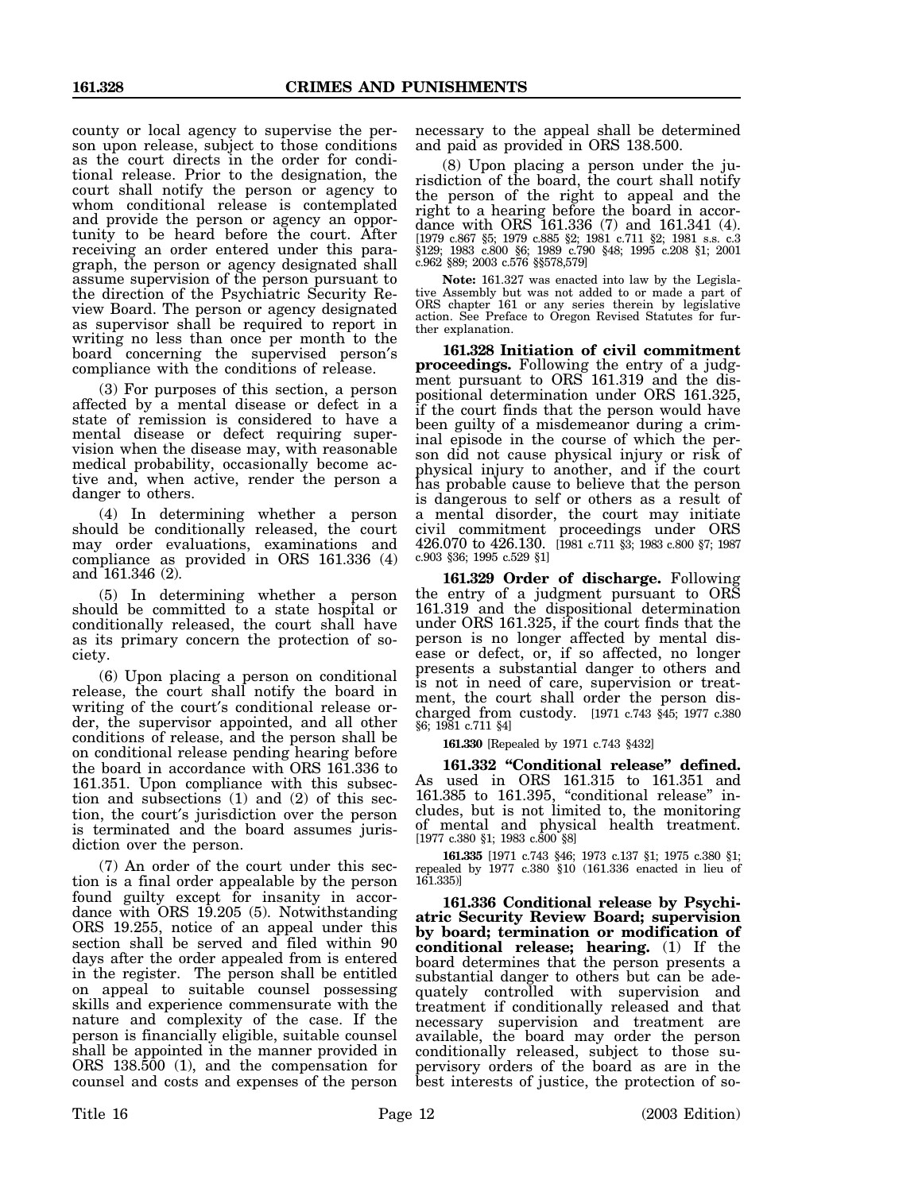county or local agency to supervise the person upon release, subject to those conditions as the court directs in the order for conditional release. Prior to the designation, the court shall notify the person or agency to whom conditional release is contemplated and provide the person or agency an opportunity to be heard before the court. After receiving an order entered under this paragraph, the person or agency designated shall assume supervision of the person pursuant to the direction of the Psychiatric Security Review Board. The person or agency designated as supervisor shall be required to report in writing no less than once per month to the board concerning the supervised person's compliance with the conditions of release.

(3) For purposes of this section, a person affected by a mental disease or defect in a state of remission is considered to have a mental disease or defect requiring supervision when the disease may, with reasonable medical probability, occasionally become active and, when active, render the person a danger to others.

(4) In determining whether a person should be conditionally released, the court may order evaluations, examinations and compliance as provided in ORS 161.336 (4) and 161.346 (2).

(5) In determining whether a person should be committed to a state hospital or conditionally released, the court shall have as its primary concern the protection of society.

(6) Upon placing a person on conditional release, the court shall notify the board in writing of the court's conditional release order, the supervisor appointed, and all other conditions of release, and the person shall be on conditional release pending hearing before the board in accordance with ORS 161.336 to 161.351. Upon compliance with this subsection and subsections (1) and (2) of this section, the court's jurisdiction over the person is terminated and the board assumes jurisdiction over the person.

(7) An order of the court under this section is a final order appealable by the person found guilty except for insanity in accordance with ORS 19.205 (5). Notwithstanding ORS 19.255, notice of an appeal under this section shall be served and filed within 90 days after the order appealed from is entered in the register. The person shall be entitled on appeal to suitable counsel possessing skills and experience commensurate with the nature and complexity of the case. If the person is financially eligible, suitable counsel shall be appointed in the manner provided in ORS 138.500 (1), and the compensation for counsel and costs and expenses of the person necessary to the appeal shall be determined and paid as provided in ORS 138.500.

(8) Upon placing a person under the jurisdiction of the board, the court shall notify the person of the right to appeal and the right to a hearing before the board in accordance with ORS 161.336 (7) and 161.341 (4). [1979 c.867 §5; 1979 c.885 §2; 1981 c.711 §2; 1981 s.s. c.3 §129; 1983 c.800 §6; 1989 c.790 §48; 1995 c.208 §1; 2001 c.962 §89; 2003 c.576 §§578,579]

**Note:** 161.327 was enacted into law by the Legislative Assembly but was not added to or made a part of ORS chapter 161 or any series therein by legislative action. See Preface to Oregon Revised Statutes for further explanation.

**161.328 Initiation of civil commitment proceedings.** Following the entry of a judgment pursuant to ORS 161.319 and the dispositional determination under ORS 161.325, if the court finds that the person would have been guilty of a misdemeanor during a criminal episode in the course of which the person did not cause physical injury or risk of physical injury to another, and if the court has probable cause to believe that the person is dangerous to self or others as a result of a mental disorder, the court may initiate civil commitment proceedings under ORS 426.070 to 426.130. [1981 c.711 §3; 1983 c.800 §7; 1987 c.903 §36; 1995 c.529 §1]

**161.329 Order of discharge.** Following the entry of a judgment pursuant to ORS 161.319 and the dispositional determination under ORS 161.325, if the court finds that the person is no longer affected by mental disease or defect, or, if so affected, no longer presents a substantial danger to others and is not in need of care, supervision or treatment, the court shall order the person discharged from custody. [1971 c.743 §45; 1977 c.380 §6; 1981 c.711 §4]

**161.330** [Repealed by 1971 c.743 §432]

**161.332 "Conditional release" defined.** As used in ORS 161.315 to 161.351 and 161.385 to 161.395, "conditional release" includes, but is not limited to, the monitoring of mental and physical health treatment. [1977 c.380 §1; 1983 c.800 §8]

**161.335** [1971 c.743 §46; 1973 c.137 §1; 1975 c.380 §1; repealed by 1977 c.380 §10 (161.336 enacted in lieu of 161.335)]

**161.336 Conditional release by Psychiatric Security Review Board; supervision by board; termination or modification of conditional release; hearing.** (1) If the board determines that the person presents a substantial danger to others but can be adequately controlled with supervision and treatment if conditionally released and that necessary supervision and treatment are available, the board may order the person conditionally released, subject to those supervisory orders of the board as are in the best interests of justice, the protection of so-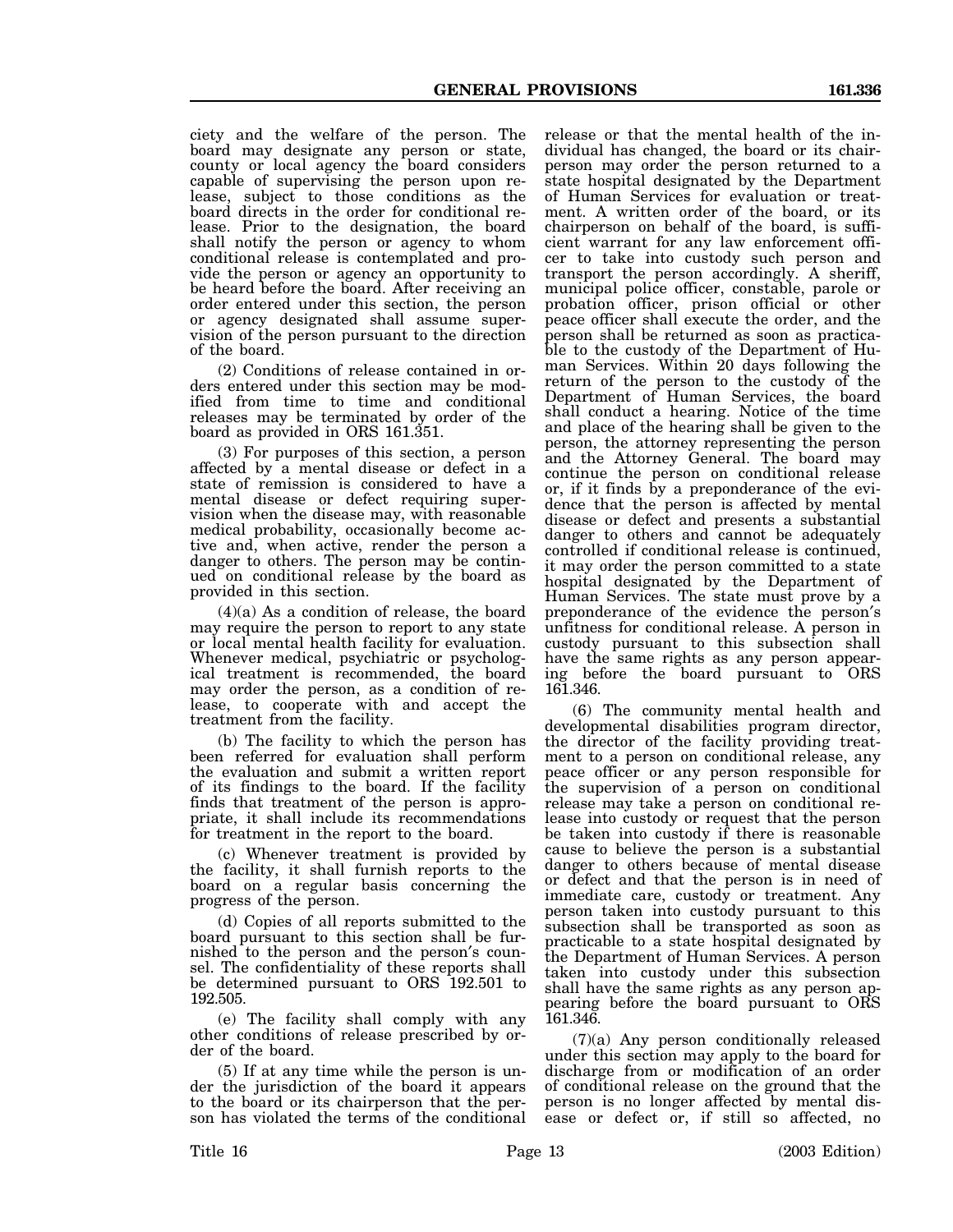ciety and the welfare of the person. The board may designate any person or state, county or local agency the board considers capable of supervising the person upon release, subject to those conditions as the board directs in the order for conditional release. Prior to the designation, the board shall notify the person or agency to whom conditional release is contemplated and provide the person or agency an opportunity to be heard before the board. After receiving an order entered under this section, the person or agency designated shall assume supervision of the person pursuant to the direction of the board.

(2) Conditions of release contained in orders entered under this section may be modified from time to time and conditional releases may be terminated by order of the board as provided in ORS 161.351.

(3) For purposes of this section, a person affected by a mental disease or defect in a state of remission is considered to have a mental disease or defect requiring supervision when the disease may, with reasonable medical probability, occasionally become active and, when active, render the person a danger to others. The person may be continued on conditional release by the board as provided in this section.

(4)(a) As a condition of release, the board may require the person to report to any state or local mental health facility for evaluation. Whenever medical, psychiatric or psychological treatment is recommended, the board may order the person, as a condition of release, to cooperate with and accept the treatment from the facility.

(b) The facility to which the person has been referred for evaluation shall perform the evaluation and submit a written report of its findings to the board. If the facility finds that treatment of the person is appropriate, it shall include its recommendations for treatment in the report to the board.

(c) Whenever treatment is provided by the facility, it shall furnish reports to the board on a regular basis concerning the progress of the person.

(d) Copies of all reports submitted to the board pursuant to this section shall be furnished to the person and the person's counsel. The confidentiality of these reports shall be determined pursuant to ORS 192.501 to 192.505.

(e) The facility shall comply with any other conditions of release prescribed by order of the board.

(5) If at any time while the person is under the jurisdiction of the board it appears to the board or its chairperson that the person has violated the terms of the conditional release or that the mental health of the individual has changed, the board or its chairperson may order the person returned to a state hospital designated by the Department of Human Services for evaluation or treatment. A written order of the board, or its chairperson on behalf of the board, is sufficient warrant for any law enforcement officer to take into custody such person and transport the person accordingly. A sheriff, municipal police officer, constable, parole or probation officer, prison official or other peace officer shall execute the order, and the person shall be returned as soon as practicable to the custody of the Department of Human Services. Within 20 days following the return of the person to the custody of the Department of Human Services, the board shall conduct a hearing. Notice of the time and place of the hearing shall be given to the person, the attorney representing the person and the Attorney General. The board may continue the person on conditional release or, if it finds by a preponderance of the evidence that the person is affected by mental disease or defect and presents a substantial danger to others and cannot be adequately controlled if conditional release is continued, it may order the person committed to a state hospital designated by the Department of Human Services. The state must prove by a preponderance of the evidence the person's unfitness for conditional release. A person in custody pursuant to this subsection shall have the same rights as any person appearing before the board pursuant to ORS 161.346.

(6) The community mental health and developmental disabilities program director, the director of the facility providing treatment to a person on conditional release, any peace officer or any person responsible for the supervision of a person on conditional release may take a person on conditional release into custody or request that the person be taken into custody if there is reasonable cause to believe the person is a substantial danger to others because of mental disease or defect and that the person is in need of immediate care, custody or treatment. Any person taken into custody pursuant to this subsection shall be transported as soon as practicable to a state hospital designated by the Department of Human Services. A person taken into custody under this subsection shall have the same rights as any person appearing before the board pursuant to ORS 161.346.

(7)(a) Any person conditionally released under this section may apply to the board for discharge from or modification of an order of conditional release on the ground that the person is no longer affected by mental disease or defect or, if still so affected, no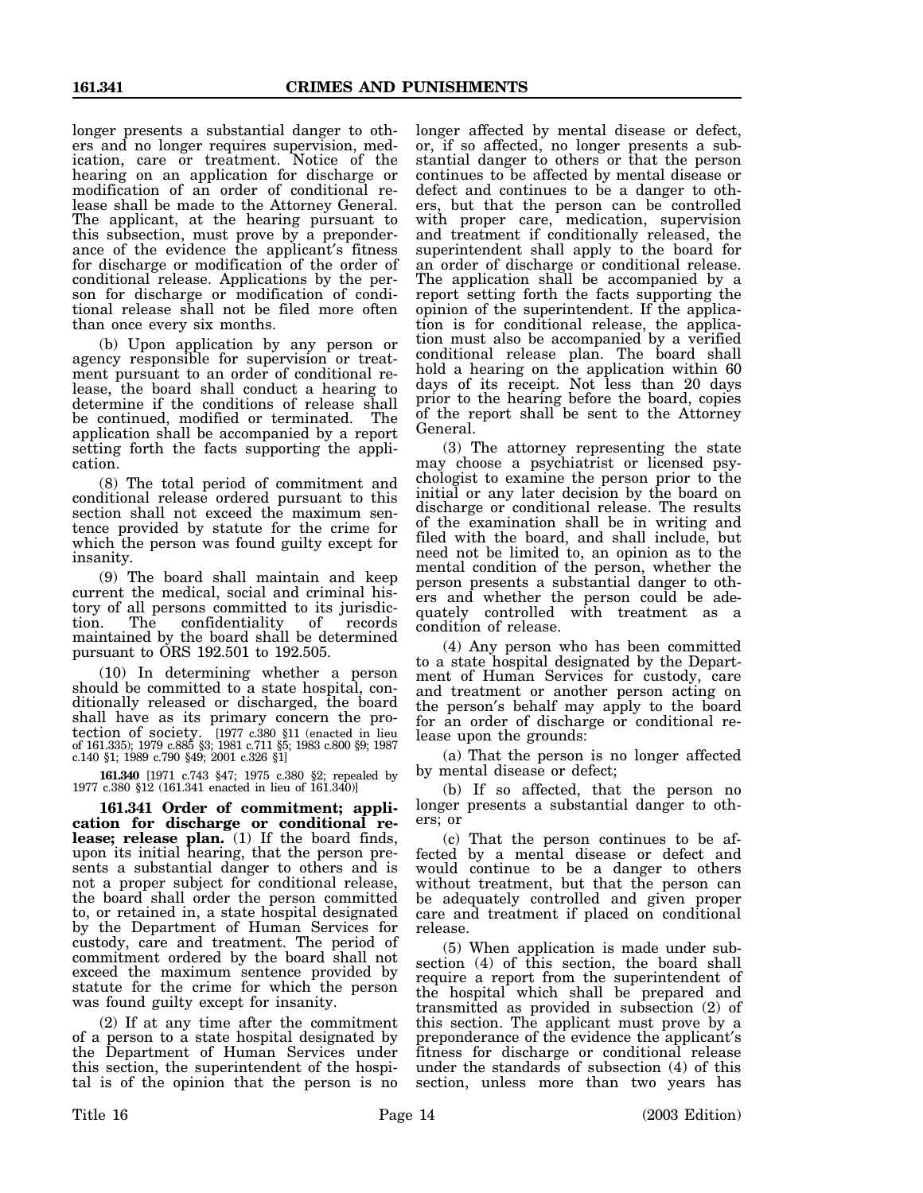longer presents a substantial danger to others and no longer requires supervision, medication, care or treatment. Notice of the hearing on an application for discharge or modification of an order of conditional release shall be made to the Attorney General. The applicant, at the hearing pursuant to this subsection, must prove by a preponderance of the evidence the applicant's fitness for discharge or modification of the order of conditional release. Applications by the person for discharge or modification of conditional release shall not be filed more often than once every six months.

(b) Upon application by any person or agency responsible for supervision or treatment pursuant to an order of conditional release, the board shall conduct a hearing to determine if the conditions of release shall be continued, modified or terminated. The application shall be accompanied by a report setting forth the facts supporting the application.

(8) The total period of commitment and conditional release ordered pursuant to this section shall not exceed the maximum sentence provided by statute for the crime for which the person was found guilty except for insanity.

(9) The board shall maintain and keep current the medical, social and criminal history of all persons committed to its jurisdiction. The confidentiality of records maintained by the board shall be determined pursuant to ORS 192.501 to 192.505.

(10) In determining whether a person should be committed to a state hospital, conditionally released or discharged, the board shall have as its primary concern the protection of society. [1977 c.380 §11 (enacted in lieu of 161.335); 1979 c.885 §3; 1981 c.711 §5; 1983 c.800 §9; 1987 c.140 §1; 1989 c.790 §49; 2001 c.326 §1]

**161.340** [1971 c.743 §47; 1975 c.380 §2; repealed by 1977 c.380 §12 (161.341 enacted in lieu of 161.340)]

**161.341 Order of commitment; application for discharge or conditional release; release plan.** (1) If the board finds, upon its initial hearing, that the person presents a substantial danger to others and is not a proper subject for conditional release, the board shall order the person committed to, or retained in, a state hospital designated by the Department of Human Services for custody, care and treatment. The period of commitment ordered by the board shall not exceed the maximum sentence provided by statute for the crime for which the person was found guilty except for insanity.

(2) If at any time after the commitment of a person to a state hospital designated by the Department of Human Services under this section, the superintendent of the hospital is of the opinion that the person is no longer affected by mental disease or defect, or, if so affected, no longer presents a substantial danger to others or that the person continues to be affected by mental disease or defect and continues to be a danger to others, but that the person can be controlled with proper care, medication, supervision and treatment if conditionally released, the superintendent shall apply to the board for an order of discharge or conditional release. The application shall be accompanied by a report setting forth the facts supporting the opinion of the superintendent. If the application is for conditional release, the application must also be accompanied by a verified conditional release plan. The board shall hold a hearing on the application within 60 days of its receipt. Not less than 20 days prior to the hearing before the board, copies of the report shall be sent to the Attorney General.

(3) The attorney representing the state may choose a psychiatrist or licensed psychologist to examine the person prior to the initial or any later decision by the board on discharge or conditional release. The results of the examination shall be in writing and filed with the board, and shall include, but need not be limited to, an opinion as to the mental condition of the person, whether the person presents a substantial danger to others and whether the person could be adequately controlled with treatment as a condition of release.

(4) Any person who has been committed to a state hospital designated by the Department of Human Services for custody, care and treatment or another person acting on the person's behalf may apply to the board for an order of discharge or conditional release upon the grounds:

(a) That the person is no longer affected by mental disease or defect;

(b) If so affected, that the person no longer presents a substantial danger to others; or

(c) That the person continues to be affected by a mental disease or defect and would continue to be a danger to others without treatment, but that the person can be adequately controlled and given proper care and treatment if placed on conditional release.

(5) When application is made under subsection (4) of this section, the board shall require a report from the superintendent of the hospital which shall be prepared and transmitted as provided in subsection (2) of this section. The applicant must prove by a preponderance of the evidence the applicant's fitness for discharge or conditional release under the standards of subsection (4) of this section, unless more than two years has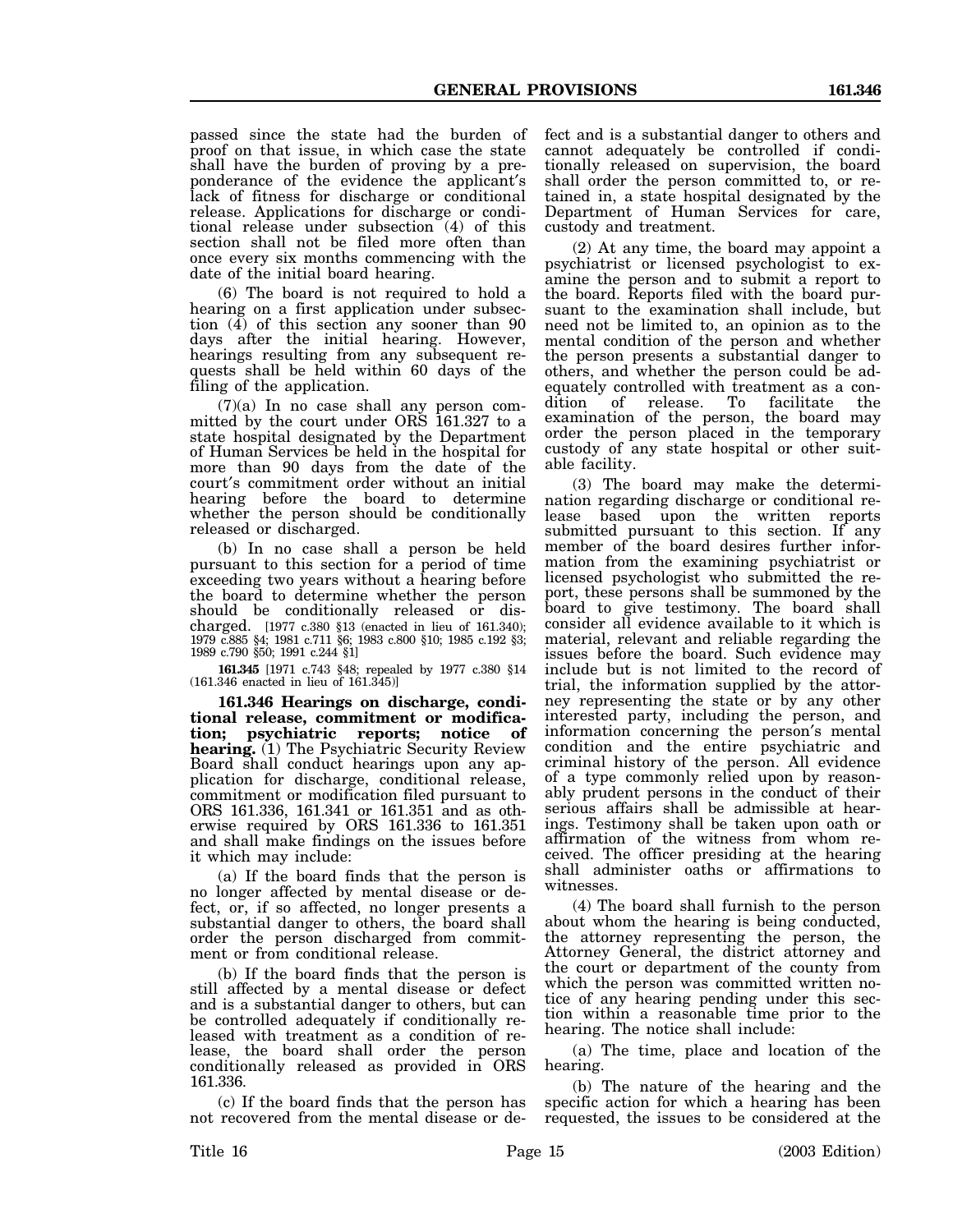passed since the state had the burden of proof on that issue, in which case the state shall have the burden of proving by a preponderance of the evidence the applicant's lack of fitness for discharge or conditional release. Applications for discharge or conditional release under subsection (4) of this section shall not be filed more often than once every six months commencing with the date of the initial board hearing.

(6) The board is not required to hold a hearing on a first application under subsection (4) of this section any sooner than 90 days after the initial hearing. However, hearings resulting from any subsequent requests shall be held within 60 days of the filing of the application.

(7)(a) In no case shall any person committed by the court under ORS 161.327 to a state hospital designated by the Department of Human Services be held in the hospital for more than 90 days from the date of the court's commitment order without an initial hearing before the board to determine whether the person should be conditionally released or discharged.

(b) In no case shall a person be held pursuant to this section for a period of time exceeding two years without a hearing before the board to determine whether the person should be conditionally released or discharged. [1977 c.380 §13 (enacted in lieu of 161.340); 1979 c.885 §4; 1981 c.711 §6; 1983 c.800 §10; 1985 c.192 §3; 1989 c.790 §50; 1991 c.244 §1]

**161.345** [1971 c.743 §48; repealed by 1977 c.380 §14 (161.346 enacted in lieu of 161.345)]

**161.346 Hearings on discharge, conditional release, commitment or modification; psychiatric reports; notice of hearing.** (1) The Psychiatric Security Review Board shall conduct hearings upon any application for discharge, conditional release, commitment or modification filed pursuant to ORS 161.336, 161.341 or 161.351 and as otherwise required by ORS 161.336 to 161.351 and shall make findings on the issues before it which may include:

(a) If the board finds that the person is no longer affected by mental disease or defect, or, if so affected, no longer presents a substantial danger to others, the board shall order the person discharged from commitment or from conditional release.

(b) If the board finds that the person is still affected by a mental disease or defect and is a substantial danger to others, but can be controlled adequately if conditionally released with treatment as a condition of release, the board shall order the person conditionally released as provided in ORS 161.336.

(c) If the board finds that the person has not recovered from the mental disease or defect and is a substantial danger to others and cannot adequately be controlled if conditionally released on supervision, the board shall order the person committed to, or retained in, a state hospital designated by the Department of Human Services for care, custody and treatment.

(2) At any time, the board may appoint a psychiatrist or licensed psychologist to examine the person and to submit a report to the board. Reports filed with the board pursuant to the examination shall include, but need not be limited to, an opinion as to the mental condition of the person and whether the person presents a substantial danger to others, and whether the person could be adequately controlled with treatment as a condition of release. To facilitate the examination of the person, the board may order the person placed in the temporary custody of any state hospital or other suitable facility.

(3) The board may make the determination regarding discharge or conditional release based upon the written reports submitted pursuant to this section. If any member of the board desires further information from the examining psychiatrist or licensed psychologist who submitted the report, these persons shall be summoned by the board to give testimony. The board shall consider all evidence available to it which is material, relevant and reliable regarding the issues before the board. Such evidence may include but is not limited to the record of trial, the information supplied by the attorney representing the state or by any other interested party, including the person, and information concerning the person's mental condition and the entire psychiatric and criminal history of the person. All evidence of a type commonly relied upon by reasonably prudent persons in the conduct of their serious affairs shall be admissible at hearings. Testimony shall be taken upon oath or affirmation of the witness from whom received. The officer presiding at the hearing shall administer oaths or affirmations to witnesses.

(4) The board shall furnish to the person about whom the hearing is being conducted, the attorney representing the person, the Attorney General, the district attorney and the court or department of the county from which the person was committed written notice of any hearing pending under this section within a reasonable time prior to the hearing. The notice shall include:

(a) The time, place and location of the hearing.

(b) The nature of the hearing and the specific action for which a hearing has been requested, the issues to be considered at the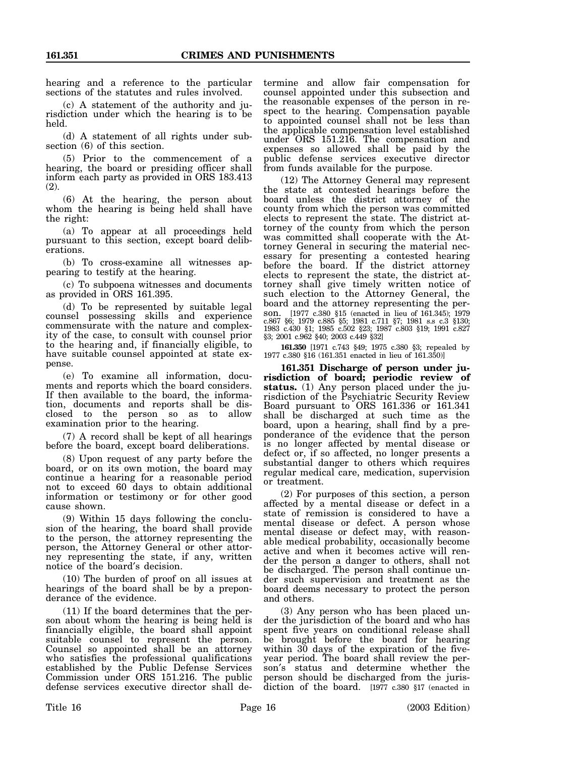hearing and a reference to the particular sections of the statutes and rules involved.

(c) A statement of the authority and jurisdiction under which the hearing is to be held.

(d) A statement of all rights under subsection (6) of this section.

(5) Prior to the commencement of a hearing, the board or presiding officer shall inform each party as provided in ORS 183.413 (2).

(6) At the hearing, the person about whom the hearing is being held shall have the right:

(a) To appear at all proceedings held pursuant to this section, except board deliberations.

(b) To cross-examine all witnesses appearing to testify at the hearing.

(c) To subpoena witnesses and documents as provided in ORS 161.395.

(d) To be represented by suitable legal counsel possessing skills and experience commensurate with the nature and complexity of the case, to consult with counsel prior to the hearing and, if financially eligible, to have suitable counsel appointed at state expense.

(e) To examine all information, documents and reports which the board considers. If then available to the board, the information, documents and reports shall be disclosed to the person so as to allow examination prior to the hearing.

(7) A record shall be kept of all hearings before the board, except board deliberations.

(8) Upon request of any party before the board, or on its own motion, the board may continue a hearing for a reasonable period not to exceed 60 days to obtain additional information or testimony or for other good cause shown.

(9) Within 15 days following the conclusion of the hearing, the board shall provide to the person, the attorney representing the person, the Attorney General or other attorney representing the state, if any, written notice of the board's decision.

(10) The burden of proof on all issues at hearings of the board shall be by a preponderance of the evidence.

(11) If the board determines that the person about whom the hearing is being held is financially eligible, the board shall appoint suitable counsel to represent the person. Counsel so appointed shall be an attorney who satisfies the professional qualifications established by the Public Defense Services Commission under ORS 151.216. The public defense services executive director shall determine and allow fair compensation for counsel appointed under this subsection and the reasonable expenses of the person in respect to the hearing. Compensation payable to appointed counsel shall not be less than the applicable compensation level established under ORS 151.216. The compensation and expenses so allowed shall be paid by the public defense services executive director from funds available for the purpose.

(12) The Attorney General may represent the state at contested hearings before the board unless the district attorney of the county from which the person was committed elects to represent the state. The district attorney of the county from which the person was committed shall cooperate with the Attorney General in securing the material necessary for presenting a contested hearing before the board. If the district attorney elects to represent the state, the district attorney shall give timely written notice of such election to the Attorney General, the board and the attorney representing the person. [1977 c.380 §15 (enacted in lieu of 161.345); 1979 c.867 §6; 1979 c.885 §5; 1981 c.711 §7; 1981 s.s c.3 §130; 1983 c.430 §1; 1985 c.502 §23; 1987 c.803 §19; 1991 c.827 §3; 2001 c.962 §40; 2003 c.449 §32]

**161.350** [1971 c.743 §49; 1975 c.380 §3; repealed by 1977 c.380 §16 (161.351 enacted in lieu of 161.350)]

**161.351 Discharge of person under jurisdiction of board; periodic review of status.** (1) Any person placed under the jurisdiction of the Psychiatric Security Review Board pursuant to ORS 161.336 or 161.341 shall be discharged at such time as the board, upon a hearing, shall find by a preponderance of the evidence that the person is no longer affected by mental disease or defect or, if so affected, no longer presents a substantial danger to others which requires regular medical care, medication, supervision or treatment.

(2) For purposes of this section, a person affected by a mental disease or defect in a state of remission is considered to have a mental disease or defect. A person whose mental disease or defect may, with reasonable medical probability, occasionally become active and when it becomes active will render the person a danger to others, shall not be discharged. The person shall continue under such supervision and treatment as the board deems necessary to protect the person and others.

(3) Any person who has been placed under the jurisdiction of the board and who has spent five years on conditional release shall be brought before the board for hearing within 30 days of the expiration of the five-year period. The board shall review the person's status and determine whether the person should be discharged from the jurisdiction of the board. [1977 c.380 §17 (enacted in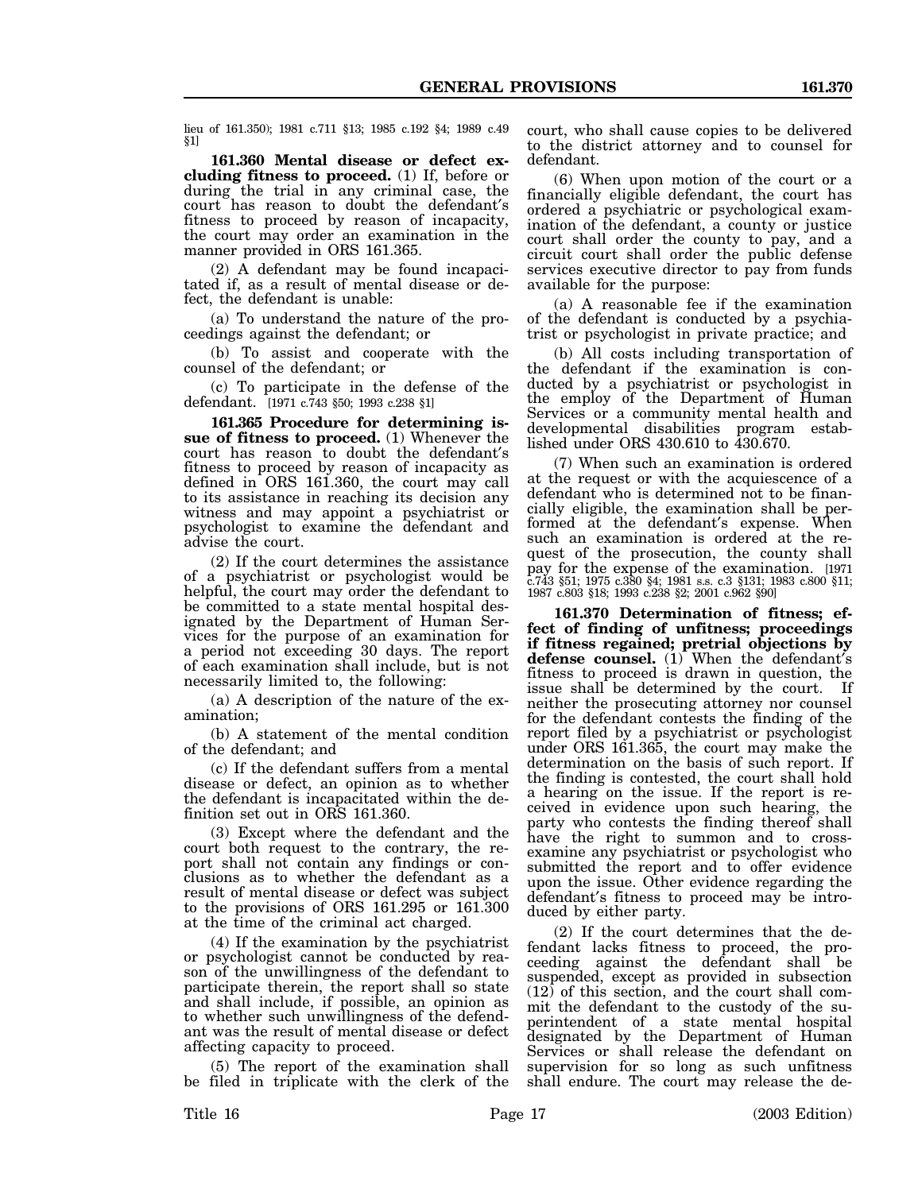lieu of 161.350); 1981 c.711 §13; 1985 c.192 §4; 1989 c.49 §1]

**161.360 Mental disease or defect excluding fitness to proceed.** (1) If, before or during the trial in any criminal case, the court has reason to doubt the defendant's fitness to proceed by reason of incapacity, the court may order an examination in the manner provided in ORS 161.365.

(2) A defendant may be found incapacitated if, as a result of mental disease or defect, the defendant is unable:

(a) To understand the nature of the proceedings against the defendant; or

(b) To assist and cooperate with the counsel of the defendant; or

(c) To participate in the defense of the defendant. [1971 c.743 §50; 1993 c.238 §1]

**161.365 Procedure for determining issue of fitness to proceed.** (1) Whenever the court has reason to doubt the defendant's fitness to proceed by reason of incapacity as defined in ORS 161.360, the court may call to its assistance in reaching its decision any witness and may appoint a psychiatrist or psychologist to examine the defendant and advise the court.

(2) If the court determines the assistance of a psychiatrist or psychologist would be helpful, the court may order the defendant to be committed to a state mental hospital designated by the Department of Human Services for the purpose of an examination for a period not exceeding 30 days. The report of each examination shall include, but is not necessarily limited to, the following:

(a) A description of the nature of the examination;

(b) A statement of the mental condition of the defendant; and

(c) If the defendant suffers from a mental disease or defect, an opinion as to whether the defendant is incapacitated within the definition set out in ORS 161.360.

(3) Except where the defendant and the court both request to the contrary, the report shall not contain any findings or conclusions as to whether the defendant as a result of mental disease or defect was subject to the provisions of ORS 161.295 or 161.300 at the time of the criminal act charged.

(4) If the examination by the psychiatrist or psychologist cannot be conducted by reason of the unwillingness of the defendant to participate therein, the report shall so state and shall include, if possible, an opinion as to whether such unwillingness of the defendant was the result of mental disease or defect affecting capacity to proceed.

(5) The report of the examination shall be filed in triplicate with the clerk of the court, who shall cause copies to be delivered to the district attorney and to counsel for defendant.

(6) When upon motion of the court or a financially eligible defendant, the court has ordered a psychiatric or psychological examination of the defendant, a county or justice court shall order the county to pay, and a circuit court shall order the public defense services executive director to pay from funds available for the purpose:

(a) A reasonable fee if the examination of the defendant is conducted by a psychiatrist or psychologist in private practice; and

(b) All costs including transportation of the defendant if the examination is conducted by a psychiatrist or psychologist in the employ of the Department of Human Services or a community mental health and developmental disabilities program established under ORS 430.610 to 430.670.

(7) When such an examination is ordered at the request or with the acquiescence of a defendant who is determined not to be financially eligible, the examination shall be performed at the defendant's expense. When such an examination is ordered at the request of the prosecution, the county shall pay for the expense of the examination. [1971 c.743 §51; 1975 c.380 §4; 1981 s.s. c.3 §131; 1983 c.800 §11; 1987 c.803 §18; 1993 c.238 §2; 2001 c.962 §90]

**161.370 Determination of fitness; effect of finding of unfitness; proceedings if fitness regained; pretrial objections by defense counsel.** (1) When the defendant's fitness to proceed is drawn in question, the issue shall be determined by the court. If neither the prosecuting attorney nor counsel for the defendant contests the finding of the report filed by a psychiatrist or psychologist under ORS 161.365, the court may make the determination on the basis of such report. If the finding is contested, the court shall hold a hearing on the issue. If the report is received in evidence upon such hearing, the party who contests the finding thereof shall have the right to summon and to cross-examine any psychiatrist or psychologist who submitted the report and to offer evidence upon the issue. Other evidence regarding the defendant's fitness to proceed may be introduced by either party.

(2) If the court determines that the defendant lacks fitness to proceed, the proceeding against the defendant shall be suspended, except as provided in subsection (12) of this section, and the court shall commit the defendant to the custody of the superintendent of a state mental hospital designated by the Department of Human Services or shall release the defendant on supervision for so long as such unfitness shall endure. The court may release the de-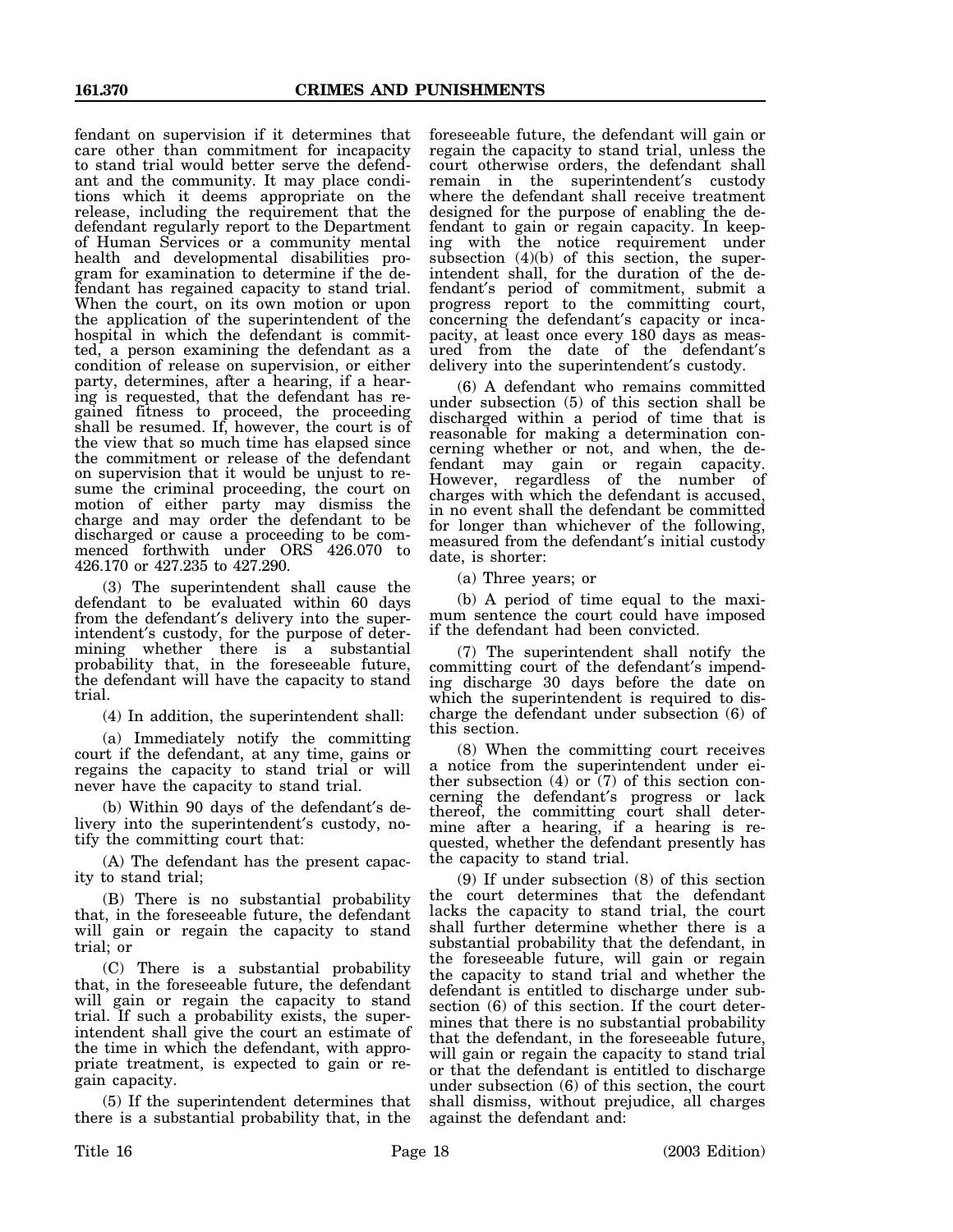fendant on supervision if it determines that care other than commitment for incapacity to stand trial would better serve the defendant and the community. It may place conditions which it deems appropriate on the release, including the requirement that the defendant regularly report to the Department of Human Services or a community mental health and developmental disabilities program for examination to determine if the defendant has regained capacity to stand trial. When the court, on its own motion or upon the application of the superintendent of the hospital in which the defendant is committed, a person examining the defendant as a condition of release on supervision, or either party, determines, after a hearing, if a hearing is requested, that the defendant has regained fitness to proceed, the proceeding shall be resumed. If, however, the court is of the view that so much time has elapsed since the commitment or release of the defendant on supervision that it would be unjust to resume the criminal proceeding, the court on motion of either party may dismiss the charge and may order the defendant to be discharged or cause a proceeding to be commenced forthwith under ORS 426.070 to 426.170 or 427.235 to 427.290.

(3) The superintendent shall cause the defendant to be evaluated within 60 days from the defendant's delivery into the superintendent's custody, for the purpose of determining whether there is a substantial probability that, in the foreseeable future, the defendant will have the capacity to stand trial.

(4) In addition, the superintendent shall:

(a) Immediately notify the committing court if the defendant, at any time, gains or regains the capacity to stand trial or will never have the capacity to stand trial.

(b) Within 90 days of the defendant's delivery into the superintendent's custody, notify the committing court that:

(A) The defendant has the present capacity to stand trial;

(B) There is no substantial probability that, in the foreseeable future, the defendant will gain or regain the capacity to stand trial; or

(C) There is a substantial probability that, in the foreseeable future, the defendant will gain or regain the capacity to stand trial. If such a probability exists, the superintendent shall give the court an estimate of the time in which the defendant, with appropriate treatment, is expected to gain or regain capacity.

(5) If the superintendent determines that there is a substantial probability that, in the foreseeable future, the defendant will gain or regain the capacity to stand trial, unless the court otherwise orders, the defendant shall remain in the superintendent's custody where the defendant shall receive treatment designed for the purpose of enabling the defendant to gain or regain capacity. In keeping with the notice requirement under subsection (4)(b) of this section, the superintendent shall, for the duration of the defendant's period of commitment, submit a progress report to the committing court, concerning the defendant's capacity or incapacity, at least once every 180 days as measured from the date of the defendant's delivery into the superintendent's custody.

(6) A defendant who remains committed under subsection (5) of this section shall be discharged within a period of time that is reasonable for making a determination concerning whether or not, and when, the defendant may gain or regain capacity. However, regardless of the number of charges with which the defendant is accused, in no event shall the defendant be committed for longer than whichever of the following, measured from the defendant's initial custody date, is shorter:

(a) Three years; or

(b) A period of time equal to the maximum sentence the court could have imposed if the defendant had been convicted.

(7) The superintendent shall notify the committing court of the defendant's impending discharge 30 days before the date on which the superintendent is required to discharge the defendant under subsection (6) of this section.

(8) When the committing court receives a notice from the superintendent under either subsection (4) or (7) of this section concerning the defendant's progress or lack thereof, the committing court shall determine after a hearing, if a hearing is requested, whether the defendant presently has the capacity to stand trial.

(9) If under subsection (8) of this section the court determines that the defendant lacks the capacity to stand trial, the court shall further determine whether there is a substantial probability that the defendant, in the foreseeable future, will gain or regain the capacity to stand trial and whether the defendant is entitled to discharge under subsection (6) of this section. If the court determines that there is no substantial probability that the defendant, in the foreseeable future, will gain or regain the capacity to stand trial or that the defendant is entitled to discharge under subsection (6) of this section, the court shall dismiss, without prejudice, all charges against the defendant and: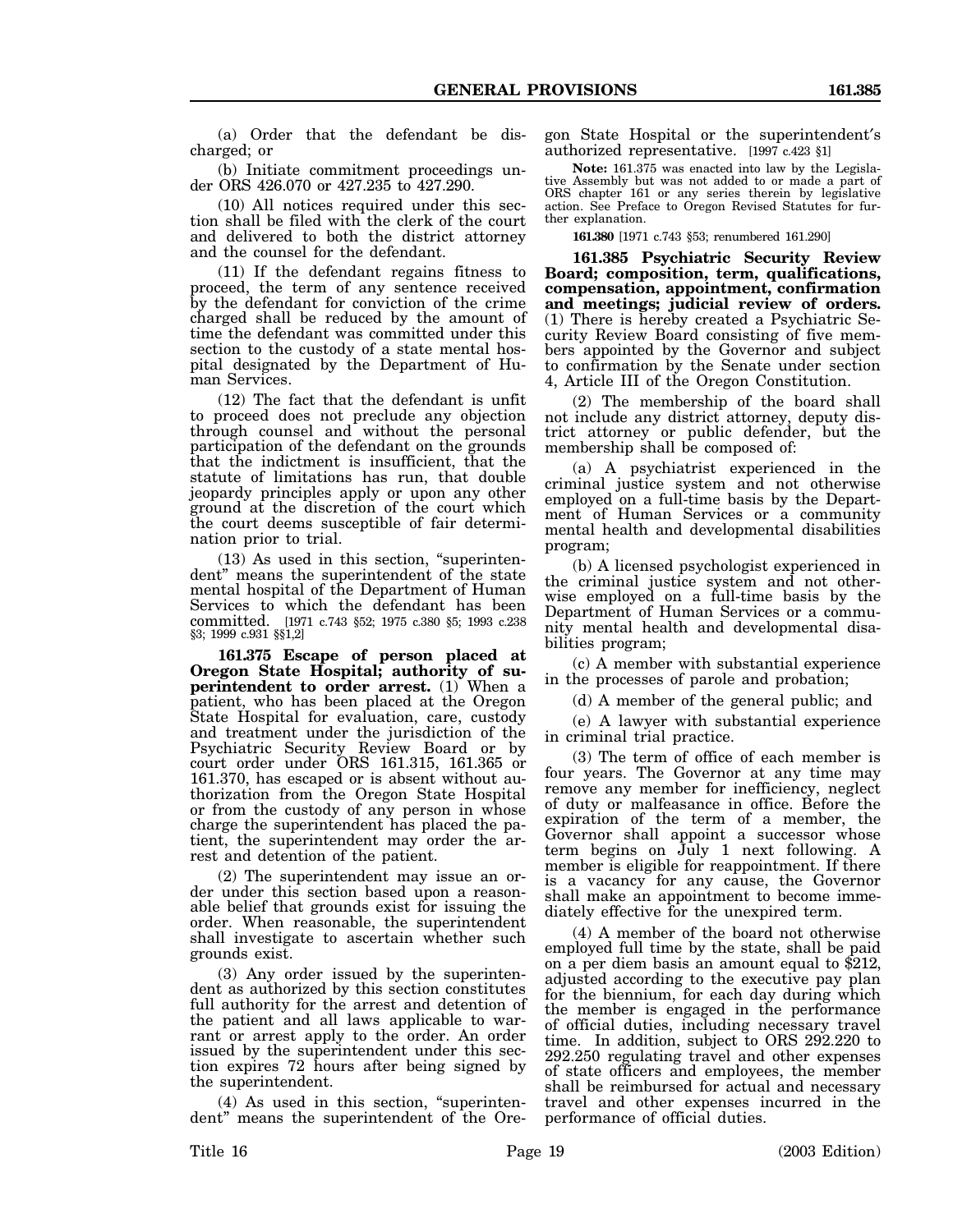(a) Order that the defendant be discharged; or

(b) Initiate commitment proceedings under ORS 426.070 or 427.235 to 427.290.

(10) All notices required under this section shall be filed with the clerk of the court and delivered to both the district attorney and the counsel for the defendant.

(11) If the defendant regains fitness to proceed, the term of any sentence received by the defendant for conviction of the crime charged shall be reduced by the amount of time the defendant was committed under this section to the custody of a state mental hospital designated by the Department of Human Services.

(12) The fact that the defendant is unfit to proceed does not preclude any objection through counsel and without the personal participation of the defendant on the grounds that the indictment is insufficient, that the statute of limitations has run, that double jeopardy principles apply or upon any other ground at the discretion of the court which the court deems susceptible of fair determination prior to trial.

(13) As used in this section, "superintendent" means the superintendent of the state mental hospital of the Department of Human Services to which the defendant has been committed. [1971 c.743 §52; 1975 c.380 §5; 1993 c.238 §3; 1999 c.931 §§1,2]

**161.375 Escape of person placed at Oregon State Hospital; authority of superintendent to order arrest.** (1) When a patient, who has been placed at the Oregon State Hospital for evaluation, care, custody and treatment under the jurisdiction of the Psychiatric Security Review Board or by court order under ORS 161.315, 161.365 or 161.370, has escaped or is absent without authorization from the Oregon State Hospital or from the custody of any person in whose charge the superintendent has placed the patient, the superintendent may order the arrest and detention of the patient.

(2) The superintendent may issue an order under this section based upon a reasonable belief that grounds exist for issuing the order. When reasonable, the superintendent shall investigate to ascertain whether such grounds exist.

(3) Any order issued by the superintendent as authorized by this section constitutes full authority for the arrest and detention of the patient and all laws applicable to warrant or arrest apply to the order. An order issued by the superintendent under this section expires 72 hours after being signed by the superintendent.

(4) As used in this section, "superintendent" means the superintendent of the Oregon State Hospital or the superintendent's authorized representative. [1997 c.423 §1]

**Note:** 161.375 was enacted into law by the Legislative Assembly but was not added to or made a part of ORS chapter 161 or any series therein by legislative action. See Preface to Oregon Revised Statutes for further explanation.

**161.380** [1971 c.743 §53; renumbered 161.290]

**161.385 Psychiatric Security Review Board; composition, term, qualifications, compensation, appointment, confirmation and meetings; judicial review of orders.** (1) There is hereby created a Psychiatric Security Review Board consisting of five members appointed by the Governor and subject to confirmation by the Senate under section 4, Article III of the Oregon Constitution.

(2) The membership of the board shall not include any district attorney, deputy district attorney or public defender, but the membership shall be composed of:

(a) A psychiatrist experienced in the criminal justice system and not otherwise employed on a full-time basis by the Department of Human Services or a community mental health and developmental disabilities program;

(b) A licensed psychologist experienced in the criminal justice system and not otherwise employed on a full-time basis by the Department of Human Services or a community mental health and developmental disabilities program;

(c) A member with substantial experience in the processes of parole and probation;

(d) A member of the general public; and

(e) A lawyer with substantial experience in criminal trial practice.

(3) The term of office of each member is four years. The Governor at any time may remove any member for inefficiency, neglect of duty or malfeasance in office. Before the expiration of the term of a member, the Governor shall appoint a successor whose term begins on July 1 next following. A member is eligible for reappointment. If there is a vacancy for any cause, the Governor shall make an appointment to become immediately effective for the unexpired term.

(4) A member of the board not otherwise employed full time by the state, shall be paid on a per diem basis an amount equal to $212, adjusted according to the executive pay plan for the biennium, for each day during which the member is engaged in the performance of official duties, including necessary travel time. In addition, subject to ORS 292.220 to 292.250 regulating travel and other expenses of state officers and employees, the member shall be reimbursed for actual and necessary travel and other expenses incurred in the performance of official duties.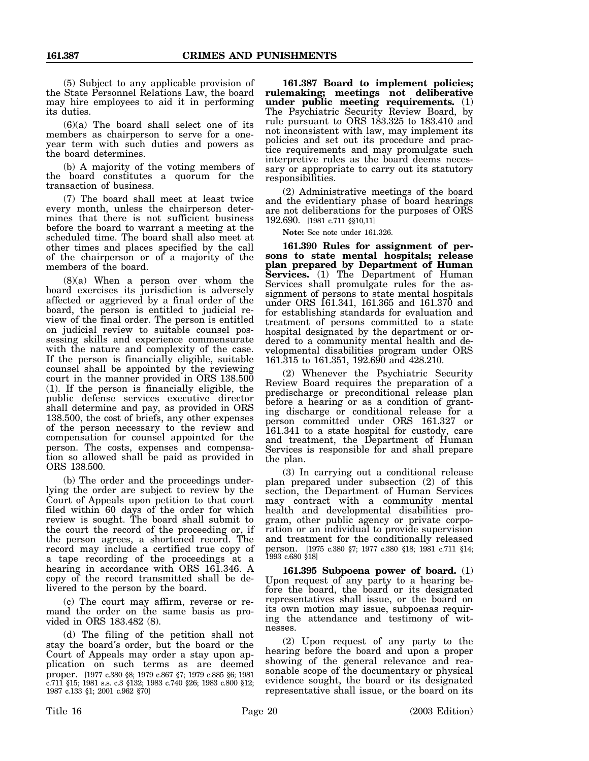(5) Subject to any applicable provision of the State Personnel Relations Law, the board may hire employees to aid it in performing its duties.

(6)(a) The board shall select one of its members as chairperson to serve for a one-year term with such duties and powers as the board determines.

(b) A majority of the voting members of the board constitutes a quorum for the transaction of business.

(7) The board shall meet at least twice every month, unless the chairperson determines that there is not sufficient business before the board to warrant a meeting at the scheduled time. The board shall also meet at other times and places specified by the call of the chairperson or of a majority of the members of the board.

(8)(a) When a person over whom the board exercises its jurisdiction is adversely affected or aggrieved by a final order of the board, the person is entitled to judicial review of the final order. The person is entitled on judicial review to suitable counsel possessing skills and experience commensurate with the nature and complexity of the case. If the person is financially eligible, suitable counsel shall be appointed by the reviewing court in the manner provided in ORS 138.500 (1). If the person is financially eligible, the public defense services executive director shall determine and pay, as provided in ORS 138.500, the cost of briefs, any other expenses of the person necessary to the review and compensation for counsel appointed for the person. The costs, expenses and compensation so allowed shall be paid as provided in ORS 138.500.

(b) The order and the proceedings underlying the order are subject to review by the Court of Appeals upon petition to that court filed within 60 days of the order for which review is sought. The board shall submit to the court the record of the proceeding or, if the person agrees, a shortened record. The record may include a certified true copy of a tape recording of the proceedings at a hearing in accordance with ORS 161.346. A copy of the record transmitted shall be delivered to the person by the board.

(c) The court may affirm, reverse or remand the order on the same basis as provided in ORS 183.482 (8).

(d) The filing of the petition shall not stay the board's order, but the board or the Court of Appeals may order a stay upon application on such terms as are deemed proper. [1977 c.380 §8; 1979 c.867 §7; 1979 c.885 §6; 1981 c.711 §15; 1981 s.s. c.3 §132; 1983 c.740 §26; 1983 c.800 §12; 1987 c.133 §1; 2001 c.962 §70]

**161.387 Board to implement policies; rulemaking; meetings not deliberative under public meeting requirements.** (1) The Psychiatric Security Review Board, by rule pursuant to ORS 183.325 to 183.410 and not inconsistent with law, may implement its policies and set out its procedure and practice requirements and may promulgate such interpretive rules as the board deems necessary or appropriate to carry out its statutory responsibilities.

(2) Administrative meetings of the board and the evidentiary phase of board hearings are not deliberations for the purposes of ORS 192.690. [1981 c.711 §§10,11]

**Note:** See note under 161.326.

**161.390 Rules for assignment of persons to state mental hospitals; release plan prepared by Department of Human Services.** (1) The Department of Human Services shall promulgate rules for the assignment of persons to state mental hospitals under ORS 161.341, 161.365 and 161.370 and for establishing standards for evaluation and treatment of persons committed to a state hospital designated by the department or ordered to a community mental health and developmental disabilities program under ORS 161.315 to 161.351, 192.690 and 428.210.

(2) Whenever the Psychiatric Security Review Board requires the preparation of a predischarge or preconditional release plan before a hearing or as a condition of granting discharge or conditional release for a person committed under ORS 161.327 or 161.341 to a state hospital for custody, care and treatment, the Department of Human Services is responsible for and shall prepare the plan.

(3) In carrying out a conditional release plan prepared under subsection (2) of this section, the Department of Human Services may contract with a community mental health and developmental disabilities program, other public agency or private corporation or an individual to provide supervision and treatment for the conditionally released person. [1975 c.380 §7; 1977 c.380 §18; 1981 c.711 §14; 1993 c.680 §18]

**161.395 Subpoena power of board.** (1) Upon request of any party to a hearing before the board, the board or its designated representatives shall issue, or the board on its own motion may issue, subpoenas requiring the attendance and testimony of witnesses.

(2) Upon request of any party to the hearing before the board and upon a proper showing of the general relevance and reasonable scope of the documentary or physical evidence sought, the board or its designated representative shall issue, or the board on its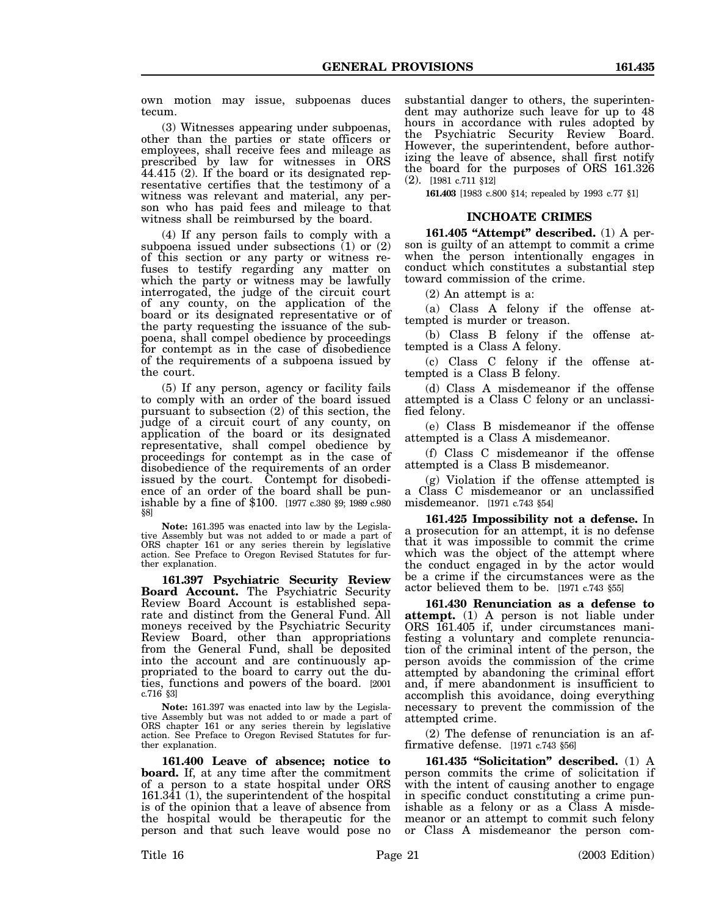own motion may issue, subpoenas duces tecum.

(3) Witnesses appearing under subpoenas, other than the parties or state officers or employees, shall receive fees and mileage as prescribed by law for witnesses in ORS 44.415 (2). If the board or its designated representative certifies that the testimony of a witness was relevant and material, any person who has paid fees and mileage to that witness shall be reimbursed by the board.

(4) If any person fails to comply with a subpoena issued under subsections (1) or (2) of this section or any party or witness refuses to testify regarding any matter on which the party or witness may be lawfully interrogated, the judge of the circuit court of any county, on the application of the board or its designated representative or of the party requesting the issuance of the subpoena, shall compel obedience by proceedings for contempt as in the case of disobedience of the requirements of a subpoena issued by the court.

(5) If any person, agency or facility fails to comply with an order of the board issued pursuant to subsection (2) of this section, the judge of a circuit court of any county, on application of the board or its designated representative, shall compel obedience by proceedings for contempt as in the case of disobedience of the requirements of an order issued by the court. Contempt for disobedience of an order of the board shall be punishable by a fine of $100. [1977 c.380 §9; 1989 c.980 §8]

**Note:** 161.395 was enacted into law by the Legislative Assembly but was not added to or made a part of ORS chapter 161 or any series therein by legislative action. See Preface to Oregon Revised Statutes for further explanation.

**161.397 Psychiatric Security Review Board Account.** The Psychiatric Security Review Board Account is established separate and distinct from the General Fund. All moneys received by the Psychiatric Security Review Board, other than appropriations from the General Fund, shall be deposited into the account and are continuously appropriated to the board to carry out the duties, functions and powers of the board. [2001 c.716 §3]

**Note:** 161.397 was enacted into law by the Legislative Assembly but was not added to or made a part of ORS chapter 161 or any series therein by legislative action. See Preface to Oregon Revised Statutes for further explanation.

**161.400 Leave of absence; notice to board.** If, at any time after the commitment of a person to a state hospital under ORS 161.341 (1), the superintendent of the hospital is of the opinion that a leave of absence from the hospital would be therapeutic for the person and that such leave would pose no substantial danger to others, the superintendent may authorize such leave for up to 48 hours in accordance with rules adopted by the Psychiatric Security Review Board. However, the superintendent, before authorizing the leave of absence, shall first notify the board for the purposes of ORS 161.326 (2). [1981 c.711 §12]

**161.403** [1983 c.800 §14; repealed by 1993 c.77 §1]

## INCHOATE CRIMES

**161.405 "Attempt" described.** (1) A person is guilty of an attempt to commit a crime when the person intentionally engages in conduct which constitutes a substantial step toward commission of the crime.

(2) An attempt is a:

(a) Class A felony if the offense attempted is murder or treason.

(b) Class B felony if the offense attempted is a Class A felony.

(c) Class C felony if the offense attempted is a Class B felony.

(d) Class A misdemeanor if the offense attempted is a Class C felony or an unclassified felony.

(e) Class B misdemeanor if the offense attempted is a Class A misdemeanor.

(f) Class C misdemeanor if the offense attempted is a Class B misdemeanor.

(g) Violation if the offense attempted is a Class C misdemeanor or an unclassified misdemeanor. [1971 c.743 §54]

**161.425 Impossibility not a defense.** In a prosecution for an attempt, it is no defense that it was impossible to commit the crime which was the object of the attempt where the conduct engaged in by the actor would be a crime if the circumstances were as the actor believed them to be. [1971 c.743 §55]

**161.430 Renunciation as a defense to attempt.** (1) A person is not liable under ORS 161.405 if, under circumstances manifesting a voluntary and complete renunciation of the criminal intent of the person, the person avoids the commission of the crime attempted by abandoning the criminal effort and, if mere abandonment is insufficient to accomplish this avoidance, doing everything necessary to prevent the commission of the attempted crime.

(2) The defense of renunciation is an affirmative defense. [1971 c.743 §56]

**161.435 "Solicitation" described.** (1) A person commits the crime of solicitation if with the intent of causing another to engage in specific conduct constituting a crime punishable as a felony or as a Class A misdemeanor or an attempt to commit such felony or Class A misdemeanor the person com-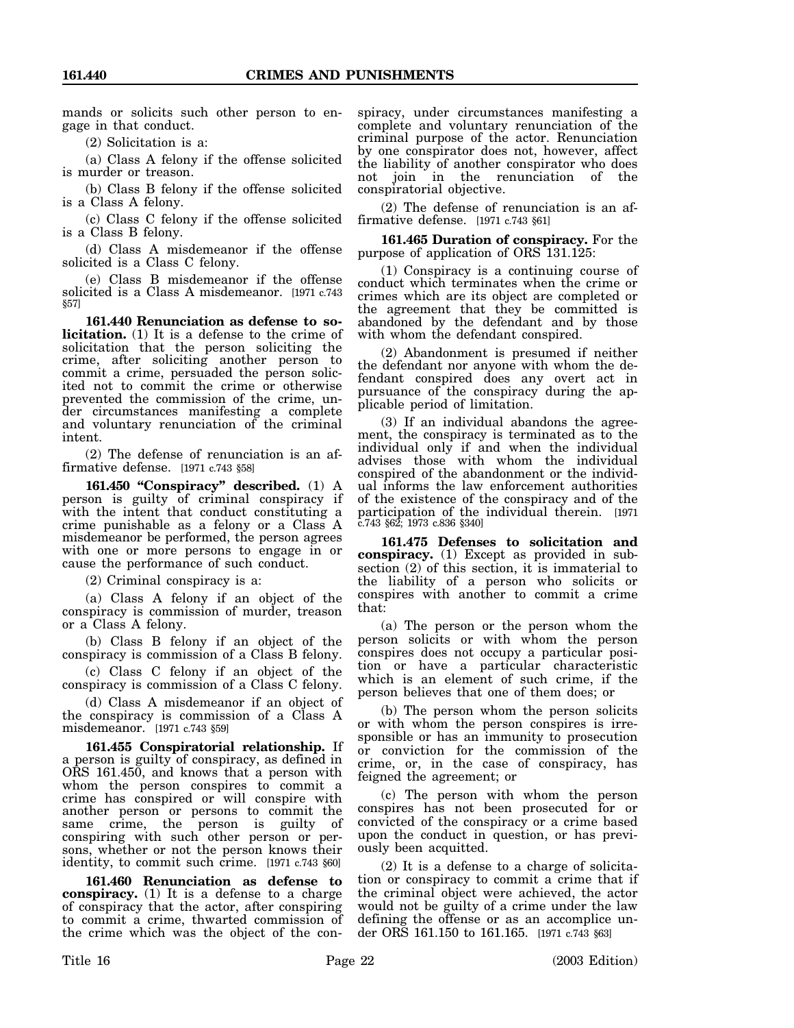mands or solicits such other person to engage in that conduct.

(2) Solicitation is a:

(a) Class A felony if the offense solicited is murder or treason.

(b) Class B felony if the offense solicited is a Class A felony.

(c) Class C felony if the offense solicited is a Class B felony.

(d) Class A misdemeanor if the offense solicited is a Class C felony.

(e) Class B misdemeanor if the offense solicited is a Class A misdemeanor. [1971 c.743 §57]

**161.440 Renunciation as defense to solicitation.** (1) It is a defense to the crime of solicitation that the person soliciting the crime, after soliciting another person to commit a crime, persuaded the person solicited not to commit the crime or otherwise prevented the commission of the crime, under circumstances manifesting a complete and voluntary renunciation of the criminal intent.

(2) The defense of renunciation is an affirmative defense. [1971 c.743 §58]

**161.450 "Conspiracy" described.** (1) A person is guilty of criminal conspiracy if with the intent that conduct constituting a crime punishable as a felony or a Class A misdemeanor be performed, the person agrees with one or more persons to engage in or cause the performance of such conduct.

(2) Criminal conspiracy is a:

(a) Class A felony if an object of the conspiracy is commission of murder, treason or a Class A felony.

(b) Class B felony if an object of the conspiracy is commission of a Class B felony.

(c) Class C felony if an object of the conspiracy is commission of a Class C felony.

(d) Class A misdemeanor if an object of the conspiracy is commission of a Class A misdemeanor. [1971 c.743 §59]

**161.455 Conspiratorial relationship.** If a person is guilty of conspiracy, as defined in ORS 161.450, and knows that a person with whom the person conspires to commit a crime has conspired or will conspire with another person or persons to commit the same crime, the person is guilty of conspiring with such other person or persons, whether or not the person knows their identity, to commit such crime. [1971 c.743 §60]

**161.460 Renunciation as defense to conspiracy.** (1) It is a defense to a charge of conspiracy that the actor, after conspiring to commit a crime, thwarted commission of the crime which was the object of the conspiracy, under circumstances manifesting a complete and voluntary renunciation of the criminal purpose of the actor. Renunciation by one conspirator does not, however, affect the liability of another conspirator who does not join in the renunciation of the conspiratorial objective.

(2) The defense of renunciation is an affirmative defense. [1971 c.743 §61]

**161.465 Duration of conspiracy.** For the purpose of application of ORS 131.125:

(1) Conspiracy is a continuing course of conduct which terminates when the crime or crimes which are its object are completed or the agreement that they be committed is abandoned by the defendant and by those with whom the defendant conspired.

(2) Abandonment is presumed if neither the defendant nor anyone with whom the defendant conspired does any overt act in pursuance of the conspiracy during the applicable period of limitation.

(3) If an individual abandons the agreement, the conspiracy is terminated as to the individual only if and when the individual advises those with whom the individual conspired of the abandonment or the individual informs the law enforcement authorities of the existence of the conspiracy and of the participation of the individual therein. [1971 c.743 §62; 1973 c.836 §340]

**161.475 Defenses to solicitation and conspiracy.** (1) Except as provided in subsection (2) of this section, it is immaterial to the liability of a person who solicits or conspires with another to commit a crime that:

(a) The person or the person whom the person solicits or with whom the person conspires does not occupy a particular position or have a particular characteristic which is an element of such crime, if the person believes that one of them does; or

(b) The person whom the person solicits or with whom the person conspires is irresponsible or has an immunity to prosecution or conviction for the commission of the crime, or, in the case of conspiracy, has feigned the agreement; or

(c) The person with whom the person conspires has not been prosecuted for or convicted of the conspiracy or a crime based upon the conduct in question, or has previously been acquitted.

(2) It is a defense to a charge of solicitation or conspiracy to commit a crime that if the criminal object were achieved, the actor would not be guilty of a crime under the law defining the offense or as an accomplice under ORS 161.150 to 161.165. [1971 c.743 §63]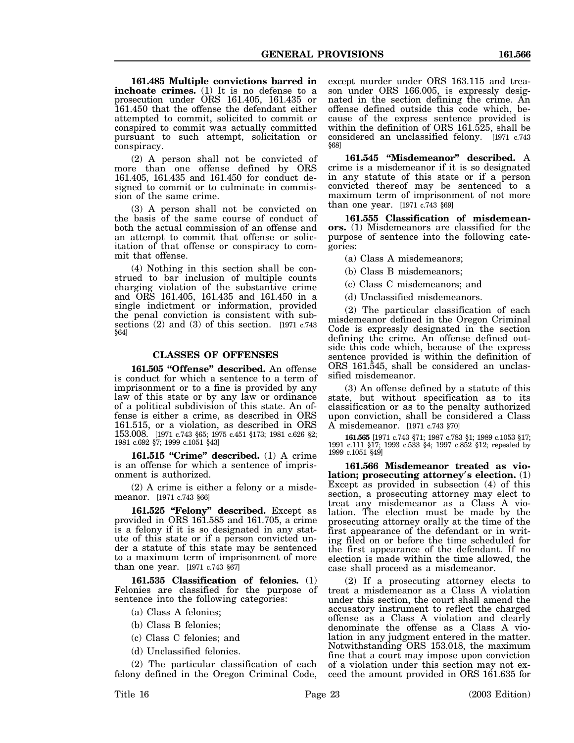**161.485 Multiple convictions barred in inchoate crimes.** (1) It is no defense to a prosecution under ORS 161.405, 161.435 or 161.450 that the offense the defendant either attempted to commit, solicited to commit or conspired to commit was actually committed pursuant to such attempt, solicitation or conspiracy.

(2) A person shall not be convicted of more than one offense defined by ORS 161.405, 161.435 and 161.450 for conduct designed to commit or to culminate in commission of the same crime.

(3) A person shall not be convicted on the basis of the same course of conduct of both the actual commission of an offense and an attempt to commit that offense or solicitation of that offense or conspiracy to commit that offense.

(4) Nothing in this section shall be construed to bar inclusion of multiple counts charging violation of the substantive crime and ORS 161.405, 161.435 and 161.450 in a single indictment or information, provided the penal conviction is consistent with subsections (2) and (3) of this section. [1971 c.743 §64]

## CLASSES OF OFFENSES

**161.505 "Offense" described.** An offense is conduct for which a sentence to a term of imprisonment or to a fine is provided by any law of this state or by any law or ordinance of a political subdivision of this state. An offense is either a crime, as described in ORS 161.515, or a violation, as described in ORS 153.008. [1971 c.743 §65; 1975 c.451 §173; 1981 c.626 §2; 1981 c.692 §7; 1999 c.1051 §43]

**161.515 "Crime" described.** (1) A crime is an offense for which a sentence of imprisonment is authorized.

(2) A crime is either a felony or a misdemeanor. [1971 c.743 §66]

**161.525 "Felony" described.** Except as provided in ORS 161.585 and 161.705, a crime is a felony if it is so designated in any statute of this state or if a person convicted under a statute of this state may be sentenced to a maximum term of imprisonment of more than one year. [1971 c.743 §67]

**161.535 Classification of felonies.** (1) Felonies are classified for the purpose of sentence into the following categories:

(a) Class A felonies;

(b) Class B felonies;

(c) Class C felonies; and

(d) Unclassified felonies.

(2) The particular classification of each felony defined in the Oregon Criminal Code, except murder under ORS 163.115 and treason under ORS 166.005, is expressly designated in the section defining the crime. An offense defined outside this code which, because of the express sentence provided is within the definition of ORS 161.525, shall be considered an unclassified felony. [1971 c.743 §68]

**161.545 "Misdemeanor" described.** A crime is a misdemeanor if it is so designated in any statute of this state or if a person convicted thereof may be sentenced to a maximum term of imprisonment of not more than one year. [1971 c.743 §69]

**161.555 Classification of misdemeanors.** (1) Misdemeanors are classified for the purpose of sentence into the following categories:

(a) Class A misdemeanors;

(b) Class B misdemeanors;

(c) Class C misdemeanors; and

(d) Unclassified misdemeanors.

(2) The particular classification of each misdemeanor defined in the Oregon Criminal Code is expressly designated in the section defining the crime. An offense defined outside this code which, because of the express sentence provided is within the definition of ORS 161.545, shall be considered an unclassified misdemeanor.

(3) An offense defined by a statute of this state, but without specification as to its classification or as to the penalty authorized upon conviction, shall be considered a Class A misdemeanor. [1971 c.743 §70]

**161.565** [1971 c.743 §71; 1987 c.783 §1; 1989 c.1053 §17; 1991 c.111 §17; 1993 c.533 §4; 1997 c.852 §12; repealed by 1999 c.1051 §49]

**161.566 Misdemeanor treated as violation; prosecuting attorney's election.** (1) Except as provided in subsection (4) of this section, a prosecuting attorney may elect to treat any misdemeanor as a Class A violation. The election must be made by the prosecuting attorney orally at the time of the first appearance of the defendant or in writing filed on or before the time scheduled for the first appearance of the defendant. If no election is made within the time allowed, the case shall proceed as a misdemeanor.

(2) If a prosecuting attorney elects to treat a misdemeanor as a Class A violation under this section, the court shall amend the accusatory instrument to reflect the charged offense as a Class A violation and clearly denominate the offense as a Class A violation in any judgment entered in the matter. Notwithstanding ORS 153.018, the maximum fine that a court may impose upon conviction of a violation under this section may not exceed the amount provided in ORS 161.635 for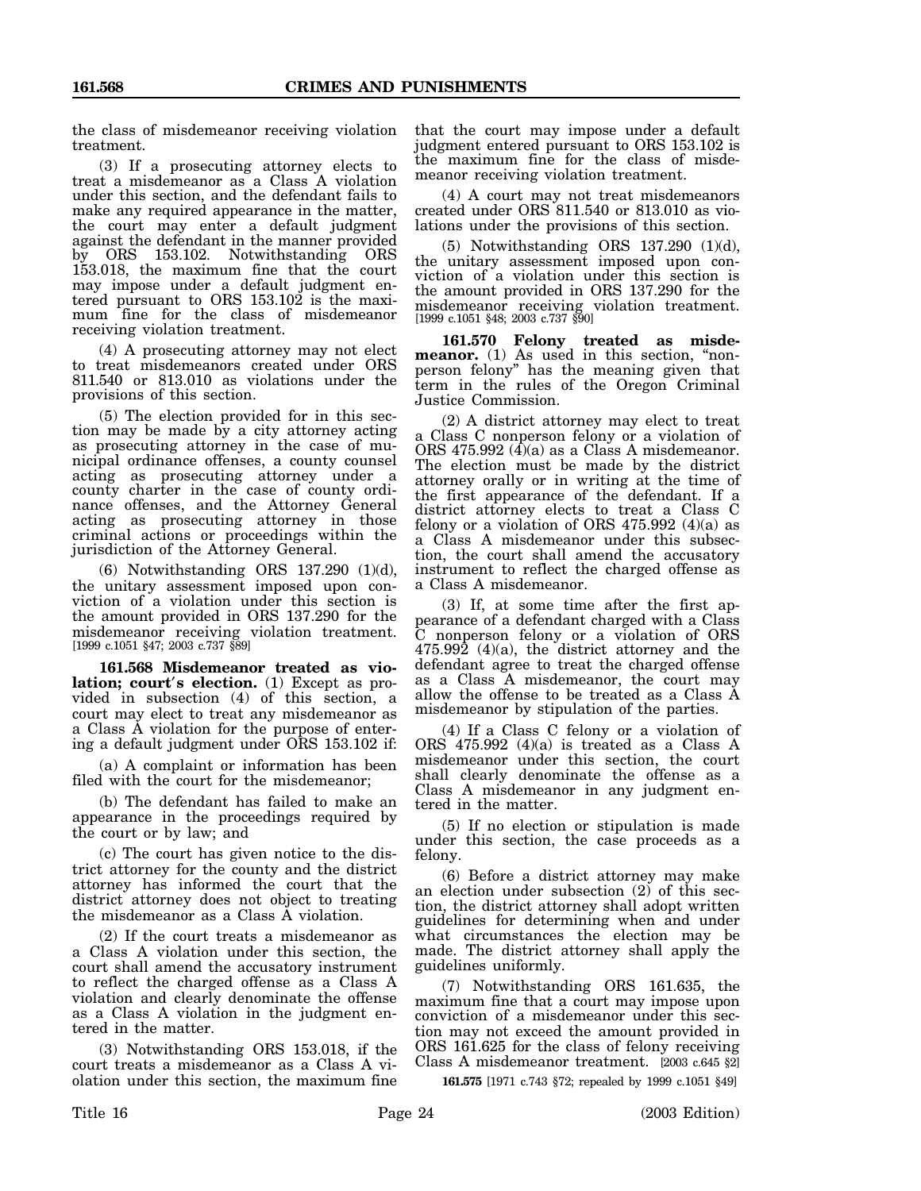the class of misdemeanor receiving violation treatment.

(3) If a prosecuting attorney elects to treat a misdemeanor as a Class A violation under this section, and the defendant fails to make any required appearance in the matter, the court may enter a default judgment against the defendant in the manner provided by ORS 153.102. Notwithstanding ORS 153.018, the maximum fine that the court may impose under a default judgment entered pursuant to ORS 153.102 is the maximum fine for the class of misdemeanor receiving violation treatment.

(4) A prosecuting attorney may not elect to treat misdemeanors created under ORS 811.540 or 813.010 as violations under the provisions of this section.

(5) The election provided for in this section may be made by a city attorney acting as prosecuting attorney in the case of municipal ordinance offenses, a county counsel acting as prosecuting attorney under a county charter in the case of county ordinance offenses, and the Attorney General acting as prosecuting attorney in those criminal actions or proceedings within the jurisdiction of the Attorney General.

(6) Notwithstanding ORS 137.290 (1)(d), the unitary assessment imposed upon conviction of a violation under this section is the amount provided in ORS 137.290 for the misdemeanor receiving violation treatment. [1999 c.1051 §47; 2003 c.737 §89]

**161.568 Misdemeanor treated as violation; court's election.** (1) Except as provided in subsection (4) of this section, a court may elect to treat any misdemeanor as a Class A violation for the purpose of entering a default judgment under ORS 153.102 if:

(a) A complaint or information has been filed with the court for the misdemeanor;

(b) The defendant has failed to make an appearance in the proceedings required by the court or by law; and

(c) The court has given notice to the district attorney for the county and the district attorney has informed the court that the district attorney does not object to treating the misdemeanor as a Class A violation.

(2) If the court treats a misdemeanor as a Class A violation under this section, the court shall amend the accusatory instrument to reflect the charged offense as a Class A violation and clearly denominate the offense as a Class A violation in the judgment entered in the matter.

(3) Notwithstanding ORS 153.018, if the court treats a misdemeanor as a Class A violation under this section, the maximum fine that the court may impose under a default judgment entered pursuant to ORS 153.102 is the maximum fine for the class of misdemeanor receiving violation treatment.

(4) A court may not treat misdemeanors created under ORS 811.540 or 813.010 as violations under the provisions of this section.

(5) Notwithstanding ORS 137.290 (1)(d), the unitary assessment imposed upon conviction of a violation under this section is the amount provided in ORS 137.290 for the misdemeanor receiving violation treatment. [1999 c.1051 §48; 2003 c.737 §90]

**161.570 Felony treated as misdemeanor.** (1) As used in this section, "nonperson felony" has the meaning given that term in the rules of the Oregon Criminal Justice Commission.

(2) A district attorney may elect to treat a Class C nonperson felony or a violation of ORS 475.992 (4)(a) as a Class A misdemeanor. The election must be made by the district attorney orally or in writing at the time of the first appearance of the defendant. If a district attorney elects to treat a Class C felony or a violation of ORS 475.992 (4)(a) as a Class A misdemeanor under this subsection, the court shall amend the accusatory instrument to reflect the charged offense as a Class A misdemeanor.

(3) If, at some time after the first appearance of a defendant charged with a Class C nonperson felony or a violation of ORS 475.992 (4)(a), the district attorney and the defendant agree to treat the charged offense as a Class A misdemeanor, the court may allow the offense to be treated as a Class A misdemeanor by stipulation of the parties.

(4) If a Class C felony or a violation of ORS 475.992 (4)(a) is treated as a Class A misdemeanor under this section, the court shall clearly denominate the offense as a Class A misdemeanor in any judgment entered in the matter.

(5) If no election or stipulation is made under this section, the case proceeds as a felony.

(6) Before a district attorney may make an election under subsection (2) of this section, the district attorney shall adopt written guidelines for determining when and under what circumstances the election may be made. The district attorney shall apply the guidelines uniformly.

(7) Notwithstanding ORS 161.635, the maximum fine that a court may impose upon conviction of a misdemeanor under this section may not exceed the amount provided in ORS 161.625 for the class of felony receiving Class A misdemeanor treatment. [2003 c.645 §2]

**161.575** [1971 c.743 §72; repealed by 1999 c.1051 §49]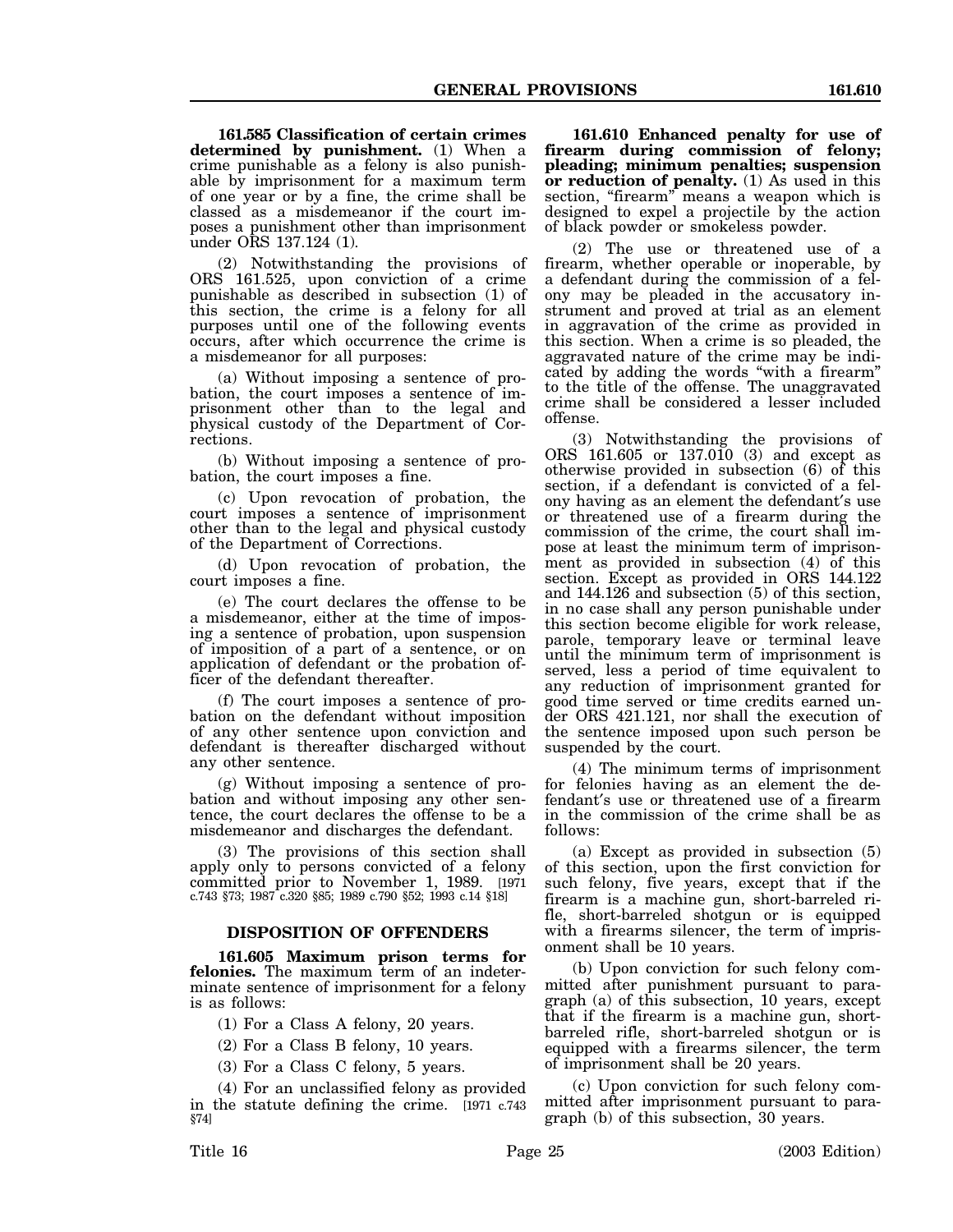**161.585 Classification of certain crimes determined by punishment.** (1) When a crime punishable as a felony is also punishable by imprisonment for a maximum term of one year or by a fine, the crime shall be classed as a misdemeanor if the court imposes a punishment other than imprisonment under ORS 137.124 (1).

(2) Notwithstanding the provisions of ORS 161.525, upon conviction of a crime punishable as described in subsection (1) of this section, the crime is a felony for all purposes until one of the following events occurs, after which occurrence the crime is a misdemeanor for all purposes:

(a) Without imposing a sentence of probation, the court imposes a sentence of imprisonment other than to the legal and physical custody of the Department of Corrections.

(b) Without imposing a sentence of probation, the court imposes a fine.

(c) Upon revocation of probation, the court imposes a sentence of imprisonment other than to the legal and physical custody of the Department of Corrections.

(d) Upon revocation of probation, the court imposes a fine.

(e) The court declares the offense to be a misdemeanor, either at the time of imposing a sentence of probation, upon suspension of imposition of a part of a sentence, or on application of defendant or the probation officer of the defendant thereafter.

(f) The court imposes a sentence of probation on the defendant without imposition of any other sentence upon conviction and defendant is thereafter discharged without any other sentence.

(g) Without imposing a sentence of probation and without imposing any other sentence, the court declares the offense to be a misdemeanor and discharges the defendant.

(3) The provisions of this section shall apply only to persons convicted of a felony committed prior to November 1, 1989. [1971 c.743 §73; 1987 c.320 §85; 1989 c.790 §52; 1993 c.14 §18]

## DISPOSITION OF OFFENDERS

**161.605 Maximum prison terms for felonies.** The maximum term of an indeterminate sentence of imprisonment for a felony is as follows:

(1) For a Class A felony, 20 years.

(2) For a Class B felony, 10 years.

(3) For a Class C felony, 5 years.

(4) For an unclassified felony as provided in the statute defining the crime. [1971 c.743 §74]

**161.610 Enhanced penalty for use of firearm during commission of felony; pleading; minimum penalties; suspension or reduction of penalty.** (1) As used in this section, "firearm" means a weapon which is designed to expel a projectile by the action of black powder or smokeless powder.

(2) The use or threatened use of a firearm, whether operable or inoperable, by a defendant during the commission of a felony may be pleaded in the accusatory instrument and proved at trial as an element in aggravation of the crime as provided in this section. When a crime is so pleaded, the aggravated nature of the crime may be indicated by adding the words "with a firearm" to the title of the offense. The unaggravated crime shall be considered a lesser included offense.

(3) Notwithstanding the provisions of ORS 161.605 or 137.010 (3) and except as otherwise provided in subsection (6) of this section, if a defendant is convicted of a felony having as an element the defendant's use or threatened use of a firearm during the commission of the crime, the court shall impose at least the minimum term of imprisonment as provided in subsection (4) of this section. Except as provided in ORS 144.122 and 144.126 and subsection (5) of this section, in no case shall any person punishable under this section become eligible for work release, parole, temporary leave or terminal leave until the minimum term of imprisonment is served, less a period of time equivalent to any reduction of imprisonment granted for good time served or time credits earned under ORS 421.121, nor shall the execution of the sentence imposed upon such person be suspended by the court.

(4) The minimum terms of imprisonment for felonies having as an element the defendant's use or threatened use of a firearm in the commission of the crime shall be as follows:

(a) Except as provided in subsection (5) of this section, upon the first conviction for such felony, five years, except that if the firearm is a machine gun, short-barreled rifle, short-barreled shotgun or is equipped with a firearms silencer, the term of imprisonment shall be 10 years.

(b) Upon conviction for such felony committed after punishment pursuant to paragraph (a) of this subsection, 10 years, except that if the firearm is a machine gun, short-barreled rifle, short-barreled shotgun or is equipped with a firearms silencer, the term of imprisonment shall be 20 years.

(c) Upon conviction for such felony committed after imprisonment pursuant to paragraph (b) of this subsection, 30 years.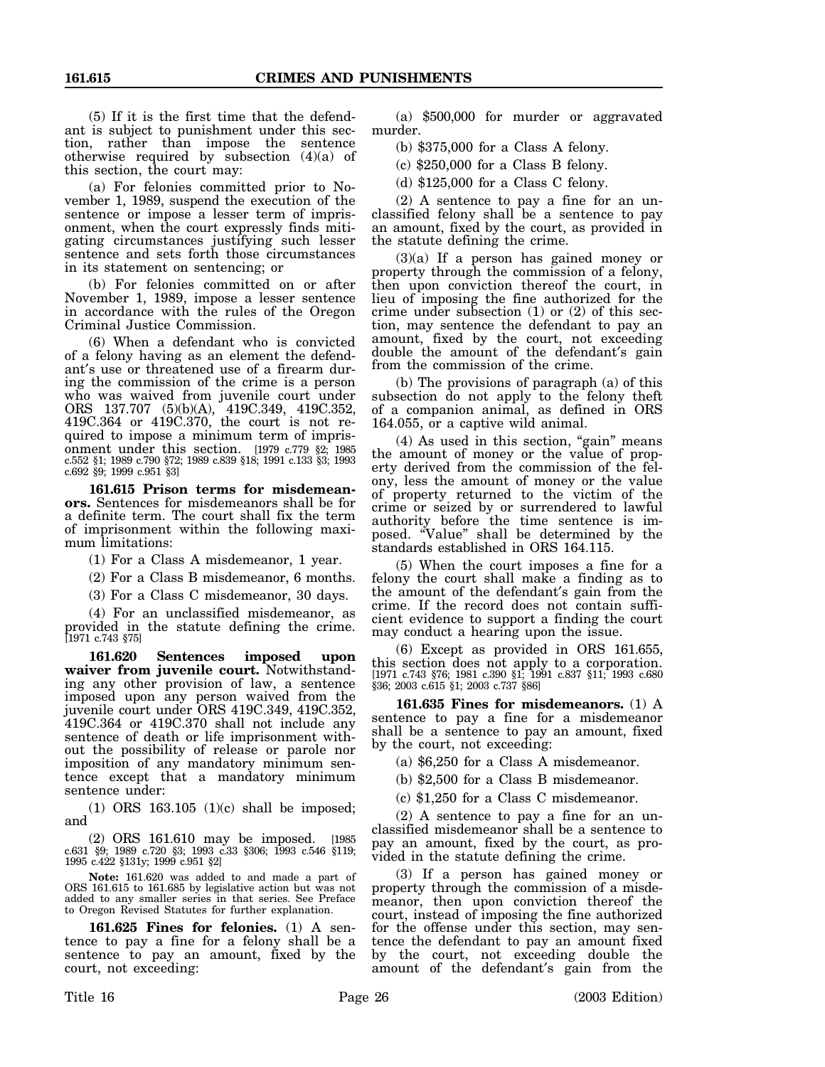(5) If it is the first time that the defendant is subject to punishment under this section, rather than impose the sentence otherwise required by subsection (4)(a) of this section, the court may:

(a) For felonies committed prior to November 1, 1989, suspend the execution of the sentence or impose a lesser term of imprisonment, when the court expressly finds mitigating circumstances justifying such lesser sentence and sets forth those circumstances in its statement on sentencing; or

(b) For felonies committed on or after November 1, 1989, impose a lesser sentence in accordance with the rules of the Oregon Criminal Justice Commission.

(6) When a defendant who is convicted of a felony having as an element the defendant's use or threatened use of a firearm during the commission of the crime is a person who was waived from juvenile court under ORS 137.707 (5)(b)(A), 419C.349, 419C.352, 419C.364 or 419C.370, the court is not required to impose a minimum term of imprisonment under this section. [1979 c.779 §2; 1985 c.552 §1; 1989 c.790 §72; 1989 c.839 §18; 1991 c.133 §3; 1993 c.692 §9; 1999 c.951 §3]

**161.615 Prison terms for misdemeanors.** Sentences for misdemeanors shall be for a definite term. The court shall fix the term of imprisonment within the following maximum limitations:

(1) For a Class A misdemeanor, 1 year.

(2) For a Class B misdemeanor, 6 months.

(3) For a Class C misdemeanor, 30 days.

(4) For an unclassified misdemeanor, as provided in the statute defining the crime. [1971 c.743 §75]

**161.620 Sentences imposed upon waiver from juvenile court.** Notwithstanding any other provision of law, a sentence imposed upon any person waived from the juvenile court under ORS 419C.349, 419C.352, 419C.364 or 419C.370 shall not include any sentence of death or life imprisonment without the possibility of release or parole nor imposition of any mandatory minimum sentence except that a mandatory minimum sentence under:

(1) ORS 163.105 (1)(c) shall be imposed; and

(2) ORS 161.610 may be imposed. [1985 c.631 §9; 1989 c.720 §3; 1993 c.33 §306; 1993 c.546 §119; 1995 c.422 §131y; 1999 c.951 §2]

**Note:** 161.620 was added to and made a part of ORS 161.615 to 161.685 by legislative action but was not added to any smaller series in that series. See Preface to Oregon Revised Statutes for further explanation.

**161.625 Fines for felonies.** (1) A sentence to pay a fine for a felony shall be a sentence to pay an amount, fixed by the court, not exceeding:

(a) $500,000 for murder or aggravated murder.

(b) $375,000 for a Class A felony.

(c) $250,000 for a Class B felony.

(d) $125,000 for a Class C felony.

(2) A sentence to pay a fine for an unclassified felony shall be a sentence to pay an amount, fixed by the court, as provided in the statute defining the crime.

(3)(a) If a person has gained money or property through the commission of a felony, then upon conviction thereof the court, in lieu of imposing the fine authorized for the crime under subsection (1) or (2) of this section, may sentence the defendant to pay an amount, fixed by the court, not exceeding double the amount of the defendant's gain from the commission of the crime.

(b) The provisions of paragraph (a) of this subsection do not apply to the felony theft of a companion animal, as defined in ORS 164.055, or a captive wild animal.

(4) As used in this section, "gain" means the amount of money or the value of property derived from the commission of the felony, less the amount of money or the value of property returned to the victim of the crime or seized by or surrendered to lawful authority before the time sentence is imposed. "Value" shall be determined by the standards established in ORS 164.115.

(5) When the court imposes a fine for a felony the court shall make a finding as to the amount of the defendant's gain from the crime. If the record does not contain sufficient evidence to support a finding the court may conduct a hearing upon the issue.

(6) Except as provided in ORS 161.655, this section does not apply to a corporation. [1971 c.743 §76; 1981 c.390 §1; 1991 c.837 §11; 1993 c.680 §36; 2003 c.615 §1; 2003 c.737 §86]

**161.635 Fines for misdemeanors.** (1) A sentence to pay a fine for a misdemeanor shall be a sentence to pay an amount, fixed by the court, not exceeding:

(a) $6,250 for a Class A misdemeanor.

(b) $2,500 for a Class B misdemeanor.

(c) $1,250 for a Class C misdemeanor.

(2) A sentence to pay a fine for an unclassified misdemeanor shall be a sentence to pay an amount, fixed by the court, as provided in the statute defining the crime.

(3) If a person has gained money or property through the commission of a misdemeanor, then upon conviction thereof the court, instead of imposing the fine authorized for the offense under this section, may sentence the defendant to pay an amount fixed by the court, not exceeding double the amount of the defendant's gain from the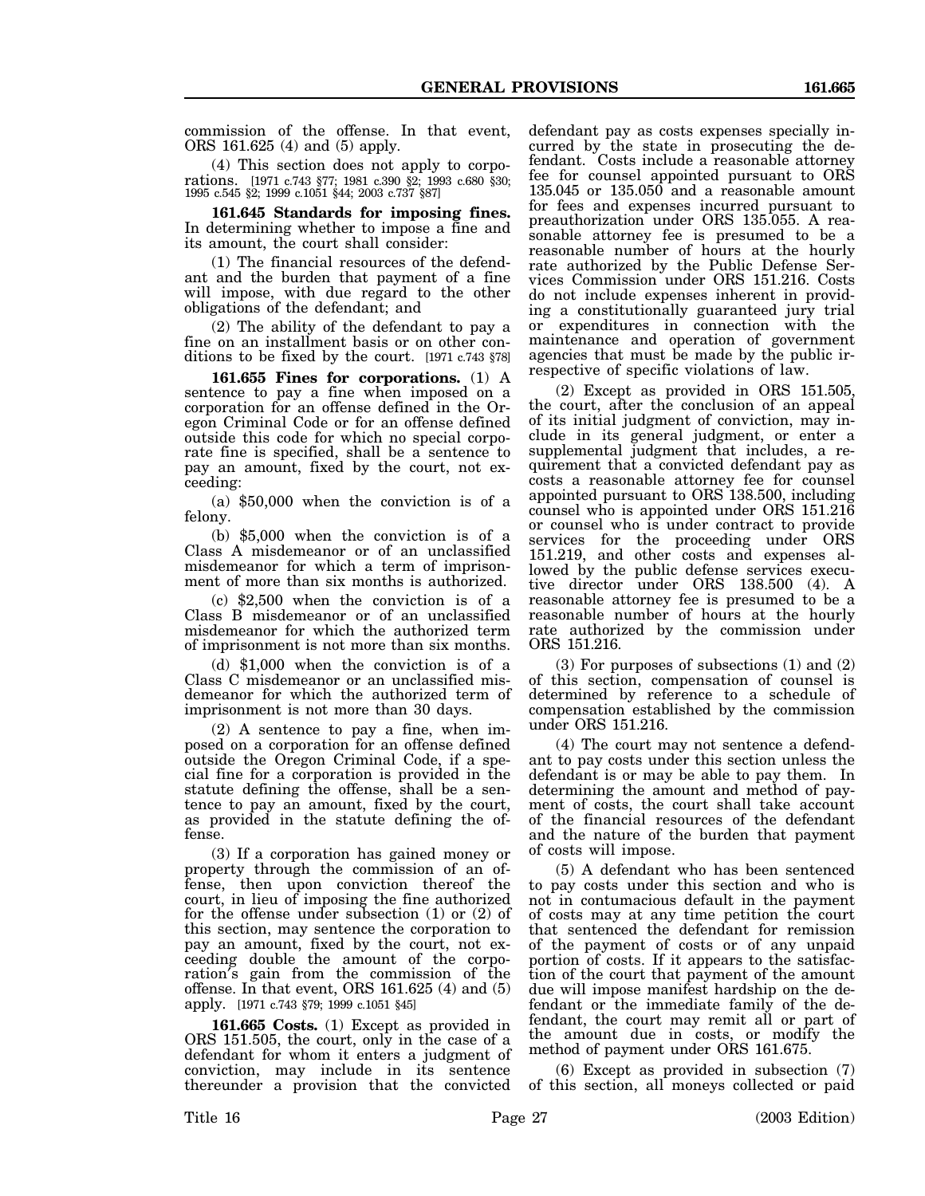commission of the offense. In that event, ORS 161.625 (4) and (5) apply.

(4) This section does not apply to corporations. [1971 c.743 §77; 1981 c.390 §2; 1993 c.680 §30; 1995 c.545 §2; 1999 c.1051 §44; 2003 c.737 §87]

**161.645 Standards for imposing fines.** In determining whether to impose a fine and its amount, the court shall consider:

(1) The financial resources of the defendant and the burden that payment of a fine will impose, with due regard to the other obligations of the defendant; and

(2) The ability of the defendant to pay a fine on an installment basis or on other conditions to be fixed by the court. [1971 c.743 §78]

**161.655 Fines for corporations.** (1) A sentence to pay a fine when imposed on a corporation for an offense defined in the Oregon Criminal Code or for an offense defined outside this code for which no special corporate fine is specified, shall be a sentence to pay an amount, fixed by the court, not exceeding:

(a) $50,000 when the conviction is of a felony.

(b) $5,000 when the conviction is of a Class A misdemeanor or of an unclassified misdemeanor for which a term of imprisonment of more than six months is authorized.

(c) $2,500 when the conviction is of a Class B misdemeanor or of an unclassified misdemeanor for which the authorized term of imprisonment is not more than six months.

(d) $1,000 when the conviction is of a Class C misdemeanor or an unclassified misdemeanor for which the authorized term of imprisonment is not more than 30 days.

(2) A sentence to pay a fine, when imposed on a corporation for an offense defined outside the Oregon Criminal Code, if a special fine for a corporation is provided in the statute defining the offense, shall be a sentence to pay an amount, fixed by the court, as provided in the statute defining the offense.

(3) If a corporation has gained money or property through the commission of an offense, then upon conviction thereof the court, in lieu of imposing the fine authorized for the offense under subsection (1) or (2) of this section, may sentence the corporation to pay an amount, fixed by the court, not exceeding double the amount of the corporation's gain from the commission of the offense. In that event, ORS 161.625 (4) and (5) apply. [1971 c.743 §79; 1999 c.1051 §45]

**161.665 Costs.** (1) Except as provided in ORS 151.505, the court, only in the case of a defendant for whom it enters a judgment of conviction, may include in its sentence thereunder a provision that the convicted defendant pay as costs expenses specially incurred by the state in prosecuting the defendant. Costs include a reasonable attorney fee for counsel appointed pursuant to ORS 135.045 or 135.050 and a reasonable amount for fees and expenses incurred pursuant to preauthorization under ORS 135.055. A reasonable attorney fee is presumed to be a reasonable number of hours at the hourly rate authorized by the Public Defense Services Commission under ORS 151.216. Costs do not include expenses inherent in providing a constitutionally guaranteed jury trial or expenditures in connection with the maintenance and operation of government agencies that must be made by the public irrespective of specific violations of law.

(2) Except as provided in ORS 151.505, the court, after the conclusion of an appeal of its initial judgment of conviction, may include in its general judgment, or enter a supplemental judgment that includes, a requirement that a convicted defendant pay as costs a reasonable attorney fee for counsel appointed pursuant to ORS 138.500, including counsel who is appointed under ORS 151.216 or counsel who is under contract to provide services for the proceeding under ORS 151.219, and other costs and expenses allowed by the public defense services executive director under ORS 138.500 (4). A reasonable attorney fee is presumed to be a reasonable number of hours at the hourly rate authorized by the commission under ORS 151.216.

(3) For purposes of subsections (1) and (2) of this section, compensation of counsel is determined by reference to a schedule of compensation established by the commission under ORS 151.216.

(4) The court may not sentence a defendant to pay costs under this section unless the defendant is or may be able to pay them. In determining the amount and method of payment of costs, the court shall take account of the financial resources of the defendant and the nature of the burden that payment of costs will impose.

(5) A defendant who has been sentenced to pay costs under this section and who is not in contumacious default in the payment of costs may at any time petition the court that sentenced the defendant for remission of the payment of costs or of any unpaid portion of costs. If it appears to the satisfaction of the court that payment of the amount due will impose manifest hardship on the defendant or the immediate family of the defendant, the court may remit all or part of the amount due in costs, or modify the method of payment under ORS 161.675.

(6) Except as provided in subsection (7) of this section, all moneys collected or paid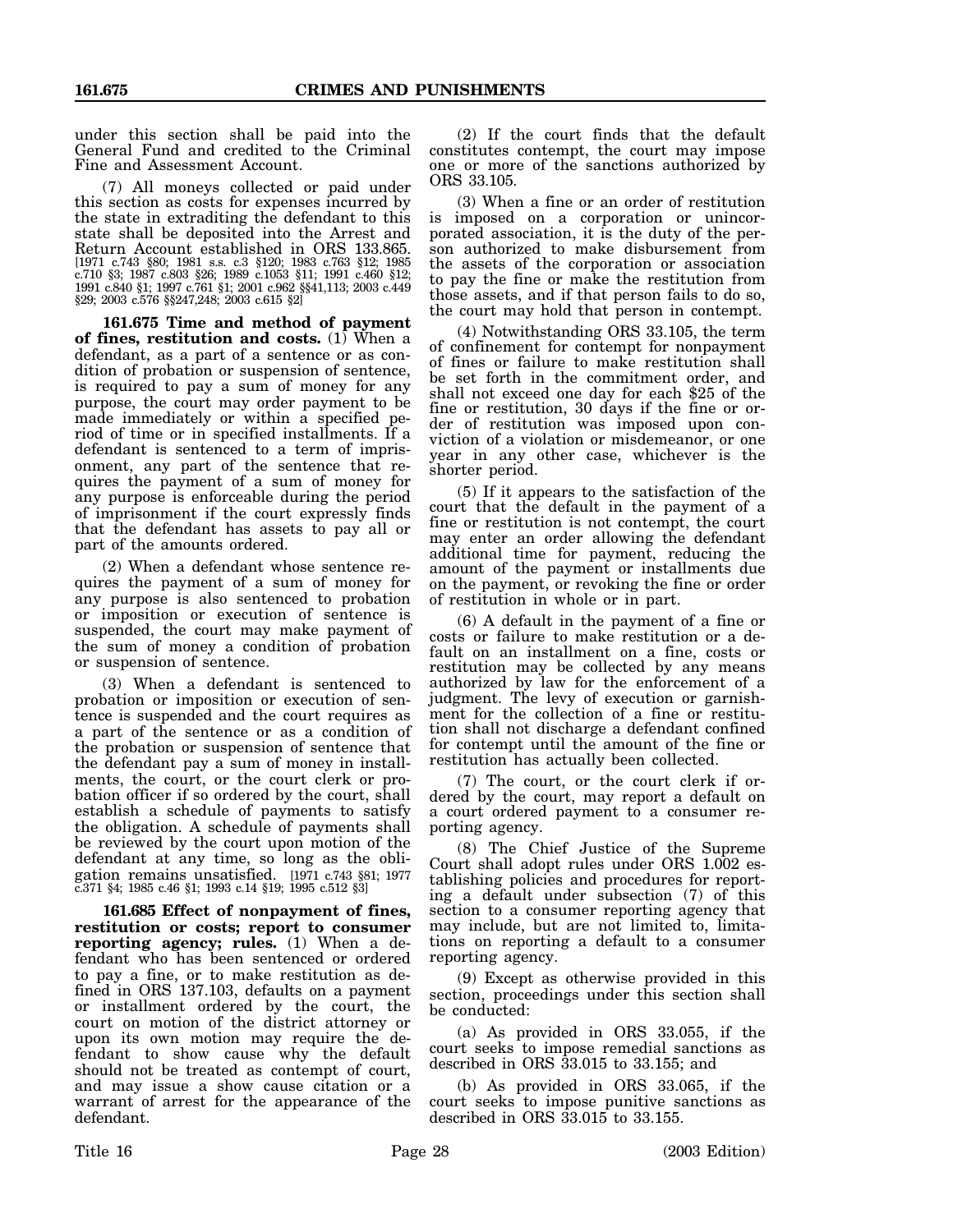under this section shall be paid into the General Fund and credited to the Criminal Fine and Assessment Account.

(7) All moneys collected or paid under this section as costs for expenses incurred by the state in extraditing the defendant to this state shall be deposited into the Arrest and Return Account established in ORS 133.865. [1971 c.743 §80; 1981 s.s. c.3 §120; 1983 c.763 §12; 1985 c.710 §3; 1987 c.803 §26; 1989 c.1053 §11; 1991 c.460 §12; 1991 c.840 §1; 1997 c.761 §1; 2001 c.962 §§41,113; 2003 c.449 §29; 2003 c.576 §§247,248; 2003 c.615 §2]

**161.675 Time and method of payment of fines, restitution and costs.** (1) When a defendant, as a part of a sentence or as condition of probation or suspension of sentence, is required to pay a sum of money for any purpose, the court may order payment to be made immediately or within a specified period of time or in specified installments. If a defendant is sentenced to a term of imprisonment, any part of the sentence that requires the payment of a sum of money for any purpose is enforceable during the period of imprisonment if the court expressly finds that the defendant has assets to pay all or part of the amounts ordered.

(2) When a defendant whose sentence requires the payment of a sum of money for any purpose is also sentenced to probation or imposition or execution of sentence is suspended, the court may make payment of the sum of money a condition of probation or suspension of sentence.

(3) When a defendant is sentenced to probation or imposition or execution of sentence is suspended and the court requires as a part of the sentence or as a condition of the probation or suspension of sentence that the defendant pay a sum of money in installments, the court, or the court clerk or probation officer if so ordered by the court, shall establish a schedule of payments to satisfy the obligation. A schedule of payments shall be reviewed by the court upon motion of the defendant at any time, so long as the obligation remains unsatisfied. [1971 c.743 §81; 1977 c.371 §4; 1985 c.46 §1; 1993 c.14 §19; 1995 c.512 §3]

**161.685 Effect of nonpayment of fines, restitution or costs; report to consumer reporting agency; rules.** (1) When a defendant who has been sentenced or ordered to pay a fine, or to make restitution as defined in ORS 137.103, defaults on a payment or installment ordered by the court, the court on motion of the district attorney or upon its own motion may require the defendant to show cause why the default should not be treated as contempt of court, and may issue a show cause citation or a warrant of arrest for the appearance of the defendant.

(2) If the court finds that the default constitutes contempt, the court may impose one or more of the sanctions authorized by ORS 33.105.

(3) When a fine or an order of restitution is imposed on a corporation or unincorporated association, it is the duty of the person authorized to make disbursement from the assets of the corporation or association to pay the fine or make the restitution from those assets, and if that person fails to do so, the court may hold that person in contempt.

(4) Notwithstanding ORS 33.105, the term of confinement for contempt for nonpayment of fines or failure to make restitution shall be set forth in the commitment order, and shall not exceed one day for each $25 of the fine or restitution, 30 days if the fine or order of restitution was imposed upon conviction of a violation or misdemeanor, or one year in any other case, whichever is the shorter period.

(5) If it appears to the satisfaction of the court that the default in the payment of a fine or restitution is not contempt, the court may enter an order allowing the defendant additional time for payment, reducing the amount of the payment or installments due on the payment, or revoking the fine or order of restitution in whole or in part.

(6) A default in the payment of a fine or costs or failure to make restitution or a default on an installment on a fine, costs or restitution may be collected by any means authorized by law for the enforcement of a judgment. The levy of execution or garnishment for the collection of a fine or restitution shall not discharge a defendant confined for contempt until the amount of the fine or restitution has actually been collected.

(7) The court, or the court clerk if ordered by the court, may report a default on a court ordered payment to a consumer reporting agency.

(8) The Chief Justice of the Supreme Court shall adopt rules under ORS 1.002 establishing policies and procedures for reporting a default under subsection (7) of this section to a consumer reporting agency that may include, but are not limited to, limitations on reporting a default to a consumer reporting agency.

(9) Except as otherwise provided in this section, proceedings under this section shall be conducted:

(a) As provided in ORS 33.055, if the court seeks to impose remedial sanctions as described in ORS 33.015 to 33.155; and

(b) As provided in ORS 33.065, if the court seeks to impose punitive sanctions as described in ORS 33.015 to 33.155.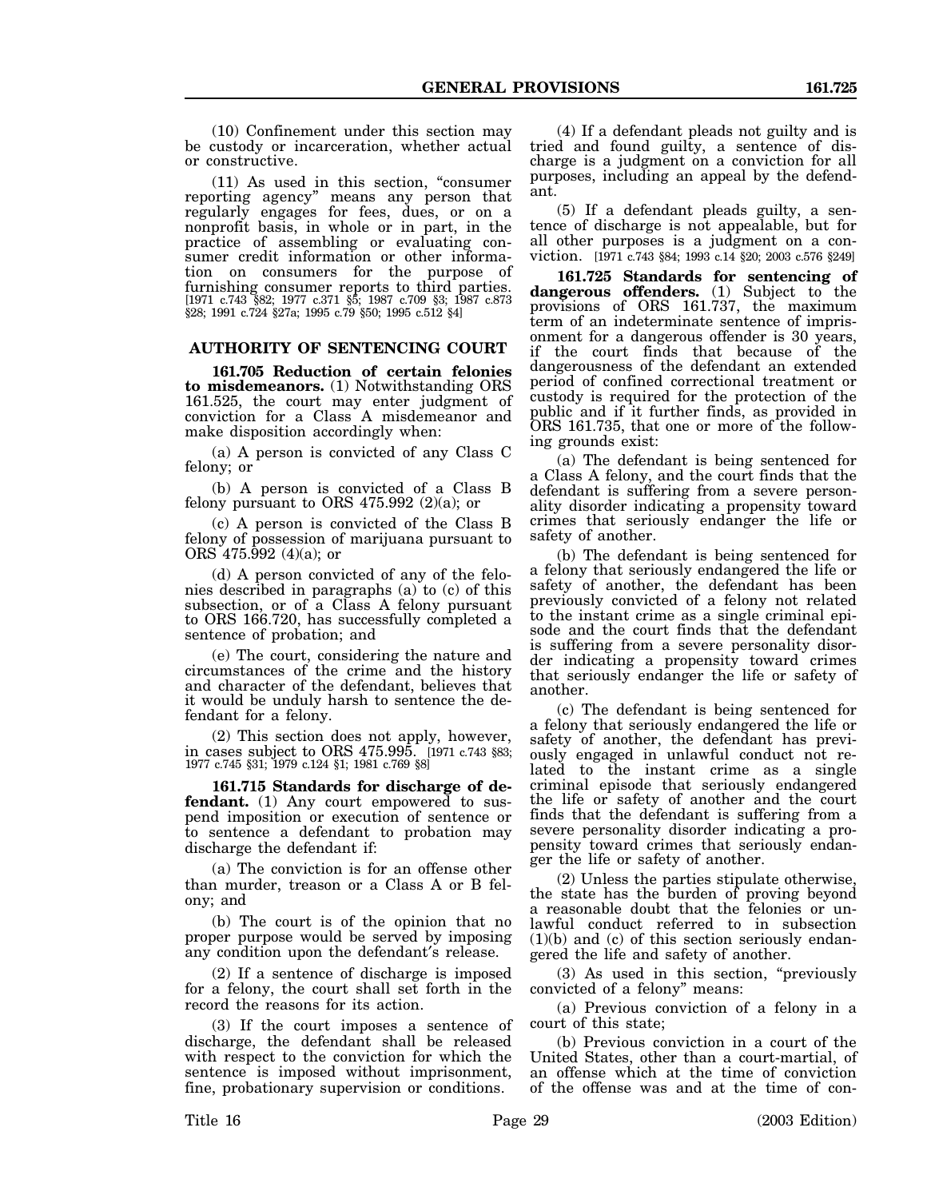(10) Confinement under this section may be custody or incarceration, whether actual or constructive.

(11) As used in this section, "consumer reporting agency" means any person that regularly engages for fees, dues, or on a nonprofit basis, in whole or in part, in the practice of assembling or evaluating consumer credit information or other information on consumers for the purpose of furnishing consumer reports to third parties. [1971 c.743 §82; 1977 c.371 §5; 1987 c.709 §3; 1987 c.873 §28; 1991 c.724 §27a; 1995 c.79 §50; 1995 c.512 §4]

## AUTHORITY OF SENTENCING COURT

**161.705 Reduction of certain felonies to misdemeanors.** (1) Notwithstanding ORS 161.525, the court may enter judgment of conviction for a Class A misdemeanor and make disposition accordingly when:

(a) A person is convicted of any Class C felony; or

(b) A person is convicted of a Class B felony pursuant to ORS 475.992 (2)(a); or

(c) A person is convicted of the Class B felony of possession of marijuana pursuant to ORS 475.992 (4)(a); or

(d) A person convicted of any of the felonies described in paragraphs (a) to (c) of this subsection, or of a Class A felony pursuant to ORS 166.720, has successfully completed a sentence of probation; and

(e) The court, considering the nature and circumstances of the crime and the history and character of the defendant, believes that it would be unduly harsh to sentence the defendant for a felony.

(2) This section does not apply, however, in cases subject to ORS 475.995. [1971 c.743 §83; 1977 c.745 §31; 1979 c.124 §1; 1981 c.769 §8]

**161.715 Standards for discharge of defendant.** (1) Any court empowered to suspend imposition or execution of sentence or to sentence a defendant to probation may discharge the defendant if:

(a) The conviction is for an offense other than murder, treason or a Class A or B felony; and

(b) The court is of the opinion that no proper purpose would be served by imposing any condition upon the defendant's release.

(2) If a sentence of discharge is imposed for a felony, the court shall set forth in the record the reasons for its action.

(3) If the court imposes a sentence of discharge, the defendant shall be released with respect to the conviction for which the sentence is imposed without imprisonment, fine, probationary supervision or conditions.

(4) If a defendant pleads not guilty and is tried and found guilty, a sentence of discharge is a judgment on a conviction for all purposes, including an appeal by the defendant.

(5) If a defendant pleads guilty, a sentence of discharge is not appealable, but for all other purposes is a judgment on a conviction. [1971 c.743 §84; 1993 c.14 §20; 2003 c.576 §249]

**161.725 Standards for sentencing of dangerous offenders.** (1) Subject to the provisions of ORS 161.737, the maximum term of an indeterminate sentence of imprisonment for a dangerous offender is 30 years, if the court finds that because of the dangerousness of the defendant an extended period of confined correctional treatment or custody is required for the protection of the public and if it further finds, as provided in ORS 161.735, that one or more of the following grounds exist:

(a) The defendant is being sentenced for a Class A felony, and the court finds that the defendant is suffering from a severe personality disorder indicating a propensity toward crimes that seriously endanger the life or safety of another.

(b) The defendant is being sentenced for a felony that seriously endangered the life or safety of another, the defendant has been previously convicted of a felony not related to the instant crime as a single criminal episode and the court finds that the defendant is suffering from a severe personality disorder indicating a propensity toward crimes that seriously endanger the life or safety of another.

(c) The defendant is being sentenced for a felony that seriously endangered the life or safety of another, the defendant has previously engaged in unlawful conduct not related to the instant crime as a single criminal episode that seriously endangered the life or safety of another and the court finds that the defendant is suffering from a severe personality disorder indicating a propensity toward crimes that seriously endanger the life or safety of another.

(2) Unless the parties stipulate otherwise, the state has the burden of proving beyond a reasonable doubt that the felonies or unlawful conduct referred to in subsection (1)(b) and (c) of this section seriously endangered the life and safety of another.

(3) As used in this section, "previously convicted of a felony" means:

(a) Previous conviction of a felony in a court of this state;

(b) Previous conviction in a court of the United States, other than a court-martial, of an offense which at the time of conviction of the offense was and at the time of con-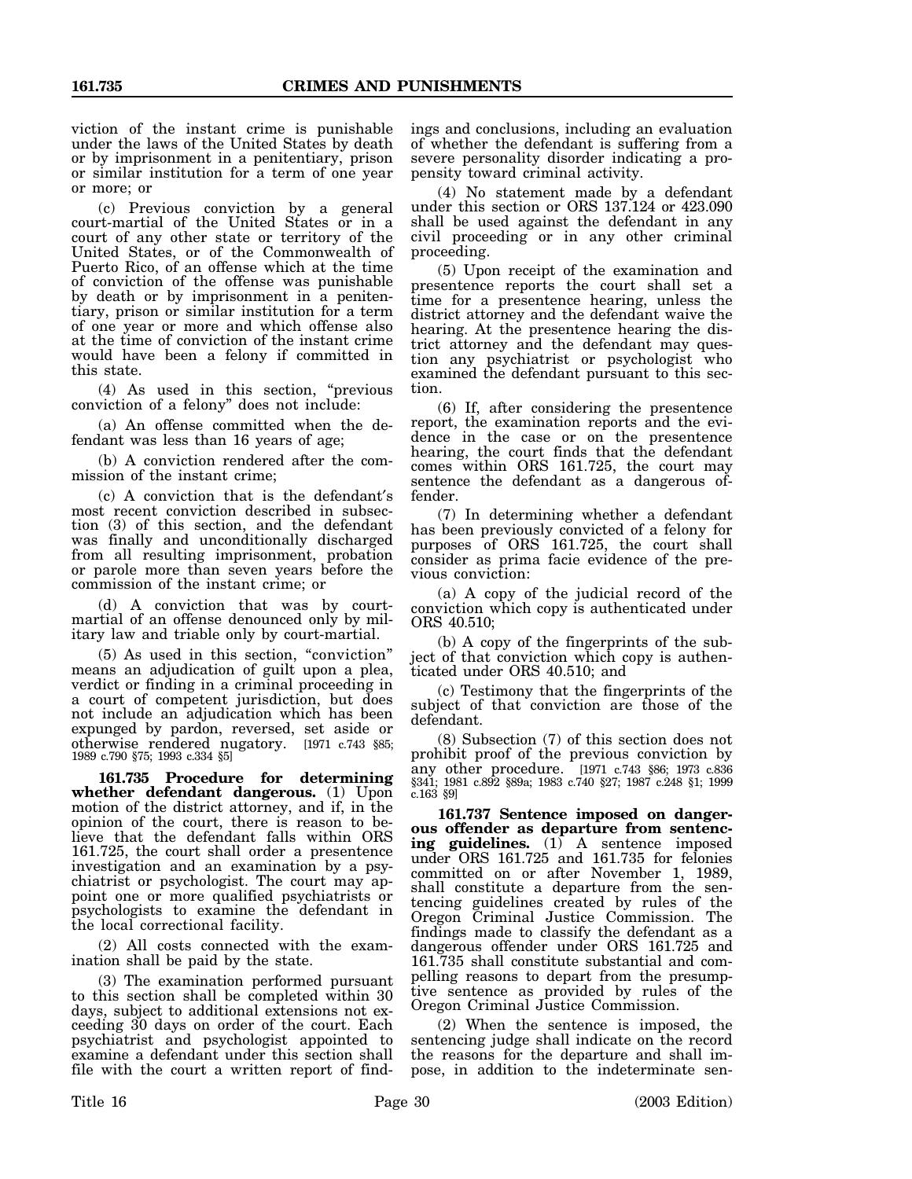viction of the instant crime is punishable under the laws of the United States by death or by imprisonment in a penitentiary, prison or similar institution for a term of one year or more; or

(c) Previous conviction by a general court-martial of the United States or in a court of any other state or territory of the United States, or of the Commonwealth of Puerto Rico, of an offense which at the time of conviction of the offense was punishable by death or by imprisonment in a penitentiary, prison or similar institution for a term of one year or more and which offense also at the time of conviction of the instant crime would have been a felony if committed in this state.

(4) As used in this section, "previous conviction of a felony" does not include:

(a) An offense committed when the defendant was less than 16 years of age;

(b) A conviction rendered after the commission of the instant crime;

(c) A conviction that is the defendant's most recent conviction described in subsection (3) of this section, and the defendant was finally and unconditionally discharged from all resulting imprisonment, probation or parole more than seven years before the commission of the instant crime; or

(d) A conviction that was by court-martial of an offense denounced only by military law and triable only by court-martial.

(5) As used in this section, "conviction" means an adjudication of guilt upon a plea, verdict or finding in a criminal proceeding in a court of competent jurisdiction, but does not include an adjudication which has been expunged by pardon, reversed, set aside or otherwise rendered nugatory. [1971 c.743 §85; 1989 c.790 §75; 1993 c.334 §5]

**161.735 Procedure for determining whether defendant dangerous.** (1) Upon motion of the district attorney, and if, in the opinion of the court, there is reason to believe that the defendant falls within ORS 161.725, the court shall order a presentence investigation and an examination by a psychiatrist or psychologist. The court may appoint one or more qualified psychiatrists or psychologists to examine the defendant in the local correctional facility.

(2) All costs connected with the examination shall be paid by the state.

(3) The examination performed pursuant to this section shall be completed within 30 days, subject to additional extensions not exceeding 30 days on order of the court. Each psychiatrist and psychologist appointed to examine a defendant under this section shall file with the court a written report of findings and conclusions, including an evaluation of whether the defendant is suffering from a severe personality disorder indicating a propensity toward criminal activity.

(4) No statement made by a defendant under this section or ORS 137.124 or 423.090 shall be used against the defendant in any civil proceeding or in any other criminal proceeding.

(5) Upon receipt of the examination and presentence reports the court shall set a time for a presentence hearing, unless the district attorney and the defendant waive the hearing. At the presentence hearing the district attorney and the defendant may question any psychiatrist or psychologist who examined the defendant pursuant to this section.

(6) If, after considering the presentence report, the examination reports and the evidence in the case or on the presentence hearing, the court finds that the defendant comes within ORS 161.725, the court may sentence the defendant as a dangerous offender.

(7) In determining whether a defendant has been previously convicted of a felony for purposes of ORS 161.725, the court shall consider as prima facie evidence of the previous conviction:

(a) A copy of the judicial record of the conviction which copy is authenticated under ORS 40.510;

(b) A copy of the fingerprints of the subject of that conviction which copy is authenticated under ORS 40.510; and

(c) Testimony that the fingerprints of the subject of that conviction are those of the defendant.

(8) Subsection (7) of this section does not prohibit proof of the previous conviction by any other procedure. [1971 c.743 §86; 1973 c.836 §341; 1981 c.892 §89a; 1983 c.740 §27; 1987 c.248 §1; 1999 c.163 §9]

**161.737 Sentence imposed on dangerous offender as departure from sentencing guidelines.** (1) A sentence imposed under ORS 161.725 and 161.735 for felonies committed on or after November 1, 1989, shall constitute a departure from the sentencing guidelines created by rules of the Oregon Criminal Justice Commission. The findings made to classify the defendant as a dangerous offender under ORS 161.725 and 161.735 shall constitute substantial and compelling reasons to depart from the presumptive sentence as provided by rules of the Oregon Criminal Justice Commission.

(2) When the sentence is imposed, the sentencing judge shall indicate on the record the reasons for the departure and shall impose, in addition to the indeterminate sen-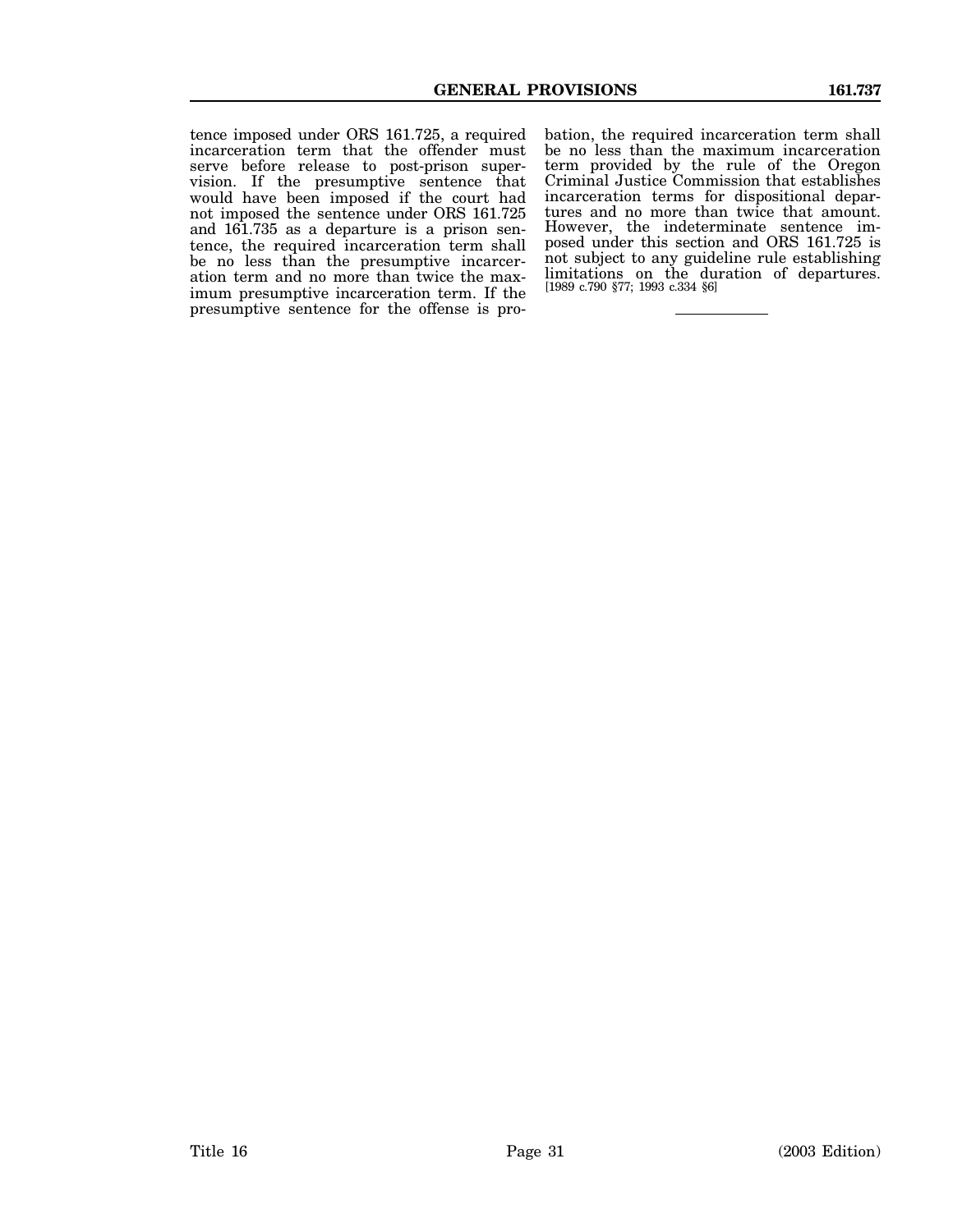tence imposed under ORS 161.725, a required incarceration term that the offender must serve before release to post-prison supervision. If the presumptive sentence that would have been imposed if the court had not imposed the sentence under ORS 161.725 and 161.735 as a departure is a prison sentence, the required incarceration term shall be no less than the presumptive incarceration term and no more than twice the maximum presumptive incarceration term. If the presumptive sentence for the offense is probation, the required incarceration term shall be no less than the maximum incarceration term provided by the rule of the Oregon Criminal Justice Commission that establishes incarceration terms for dispositional departures and no more than twice that amount. However, the indeterminate sentence imposed under this section and ORS 161.725 is not subject to any guideline rule establishing limitations on the duration of departures. [1989 c.790 §77; 1993 c.334 §6]

---